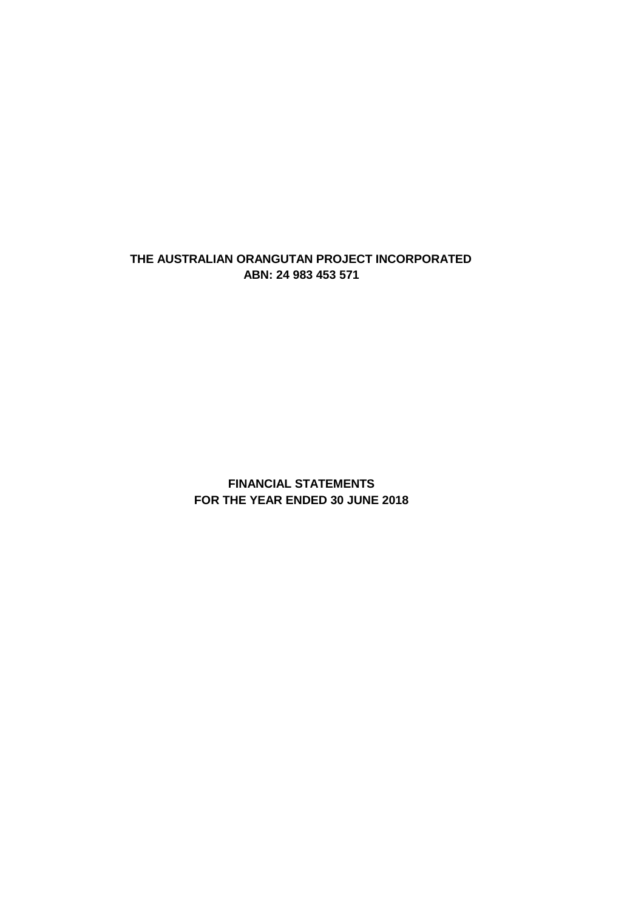**THE AUSTRALIAN ORANGUTAN PROJECT INCORPORATED**
**ABN: 24 983 453 571**

**FINANCIAL STATEMENTS**
**FOR THE YEAR ENDED 30 JUNE 2018**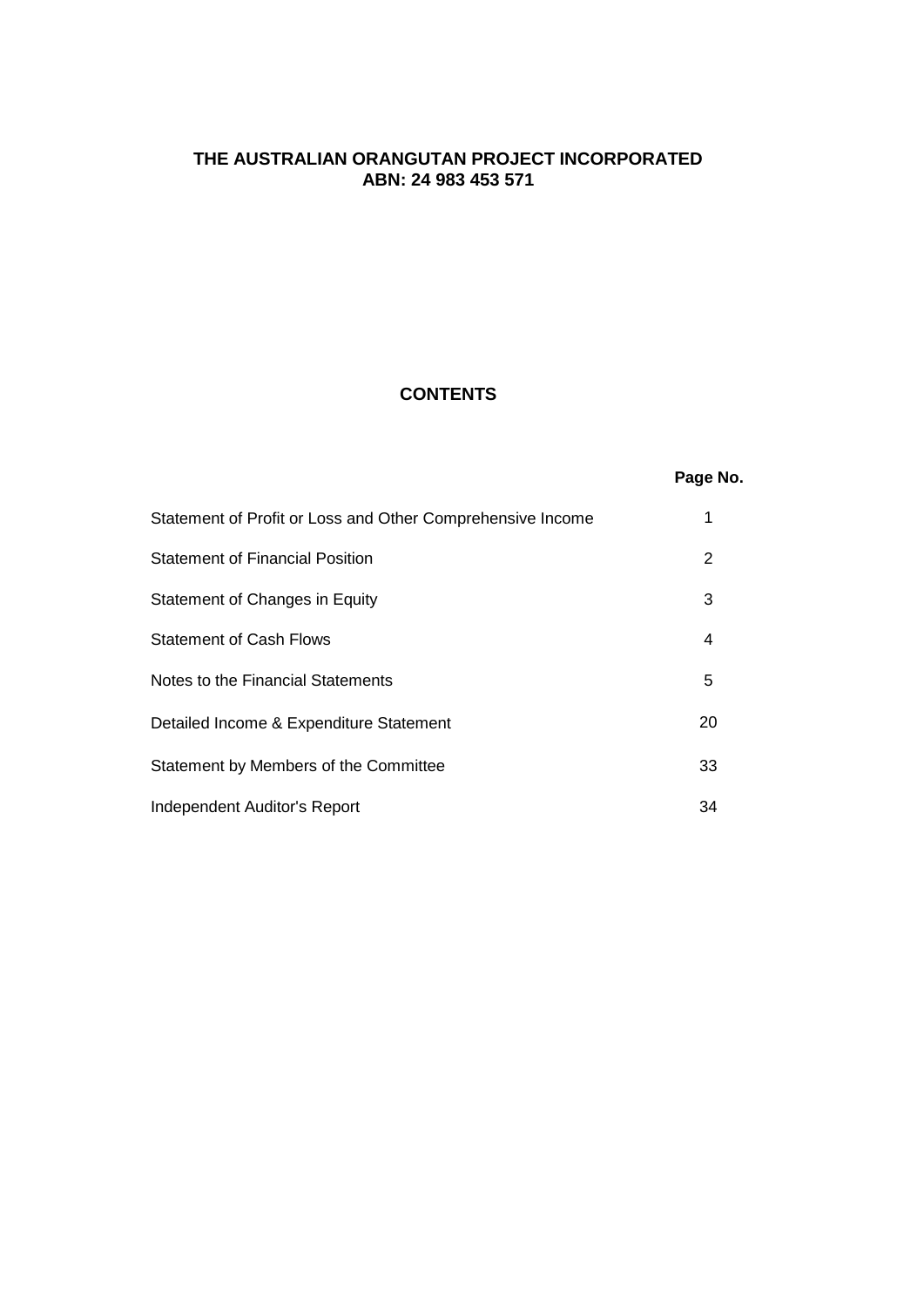**THE AUSTRALIAN ORANGUTAN PROJECT INCORPORATED**
**ABN: 24 983 453 571**

## CONTENTS

| | Page No. |
|---|---|
| Statement of Profit or Loss and Other Comprehensive Income | 1 |
| Statement of Financial Position | 2 |
| Statement of Changes in Equity | 3 |
| Statement of Cash Flows | 4 |
| Notes to the Financial Statements | 5 |
| Detailed Income & Expenditure Statement | 20 |
| Statement by Members of the Committee | 33 |
| Independent Auditor's Report | 34 |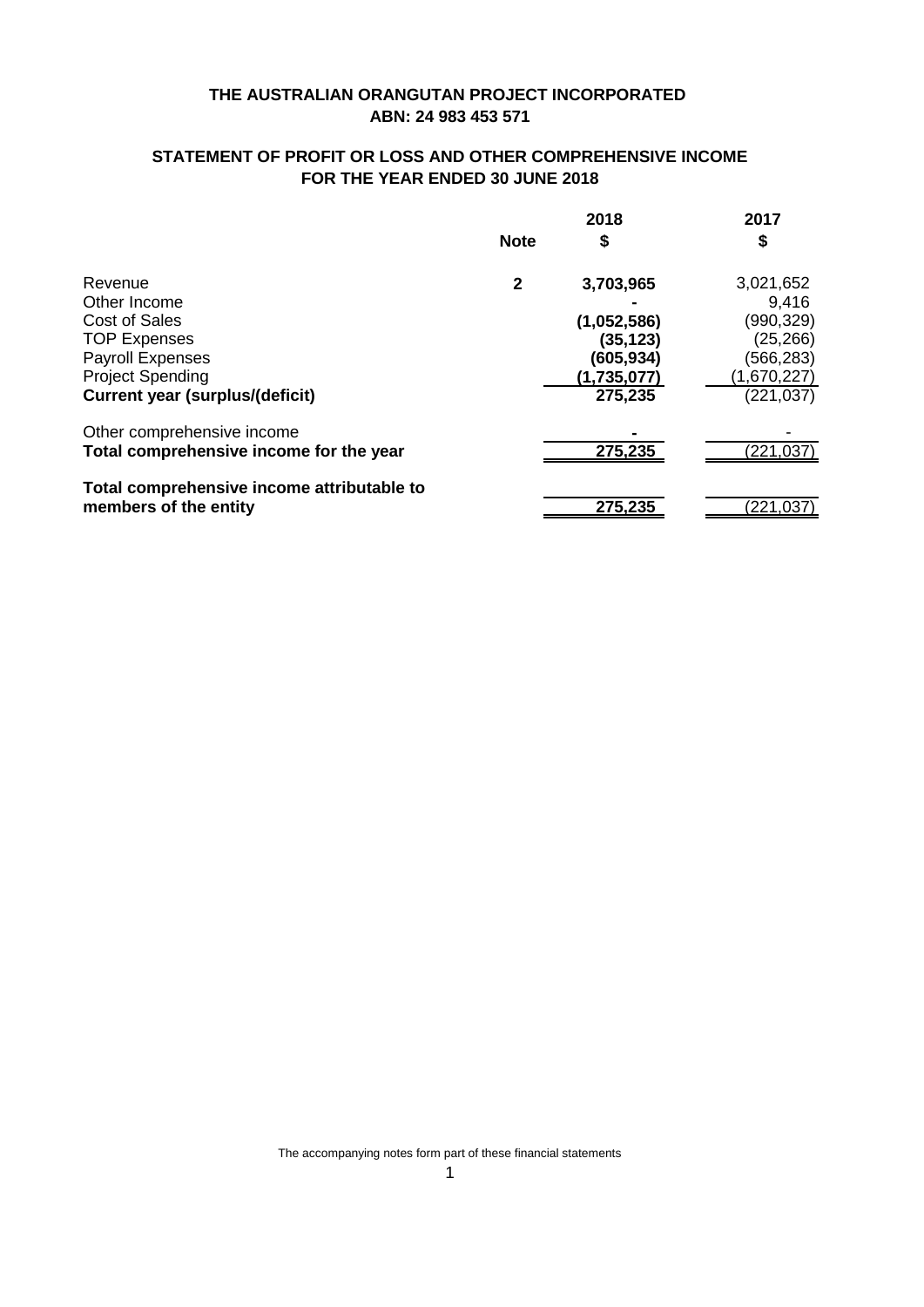# THE AUSTRALIAN ORANGUTAN PROJECT INCORPORATED
## ABN: 24 983 453 571

## STATEMENT OF PROFIT OR LOSS AND OTHER COMPREHENSIVE INCOME
## FOR THE YEAR ENDED 30 JUNE 2018

| | Note | 2018<br>$ | 2017<br>$ |
|---|---|---|---|
| Revenue | 2 | **3,703,965** | 3,021,652 |
| Other Income | | **-** | 9,416 |
| Cost of Sales | | **(1,052,586)** | (990,329) |
| TOP Expenses | | **(35,123)** | (25,266) |
| Payroll Expenses | | **(605,934)** | (566,283) |
| Project Spending | | **(1,735,077)** | (1,670,227) |
| **Current year (surplus/(deficit)** | | **275,235** | (221,037) |
| Other comprehensive income | | **-** | - |
| **Total comprehensive income for the year** | | **275,235** | (221,037) |
| **Total comprehensive income attributable to members of the entity** | | **275,235** | (221,037) |

The accompanying notes form part of these financial statements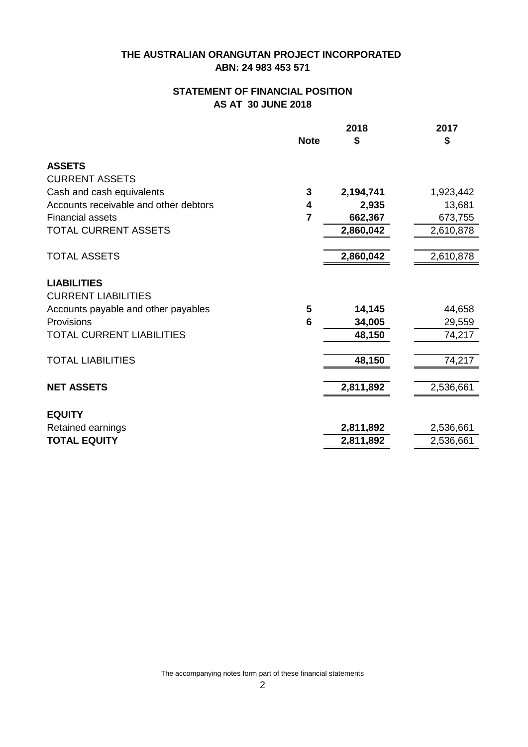# THE AUSTRALIAN ORANGUTAN PROJECT INCORPORATED
## ABN: 24 983 453 571

## STATEMENT OF FINANCIAL POSITION
## AS AT 30 JUNE 2018

| | Note | 2018 $ | 2017 $ |
|---|---|---|---|
| **ASSETS** | | | |
| CURRENT ASSETS | | | |
| Cash and cash equivalents | **3** | **2,194,741** | 1,923,442 |
| Accounts receivable and other debtors | **4** | **2,935** | 13,681 |
| Financial assets | **7** | **662,367** | 673,755 |
| TOTAL CURRENT ASSETS | | **2,860,042** | 2,610,878 |
| TOTAL ASSETS | | **2,860,042** | 2,610,878 |
| **LIABILITIES** | | | |
| CURRENT LIABILITIES | | | |
| Accounts payable and other payables | **5** | **14,145** | 44,658 |
| Provisions | **6** | **34,005** | 29,559 |
| TOTAL CURRENT LIABILITIES | | **48,150** | 74,217 |
| TOTAL LIABILITIES | | **48,150** | 74,217 |
| **NET ASSETS** | | **2,811,892** | 2,536,661 |
| **EQUITY** | | | |
| Retained earnings | | **2,811,892** | 2,536,661 |
| **TOTAL EQUITY** | | **2,811,892** | 2,536,661 |

The accompanying notes form part of these financial statements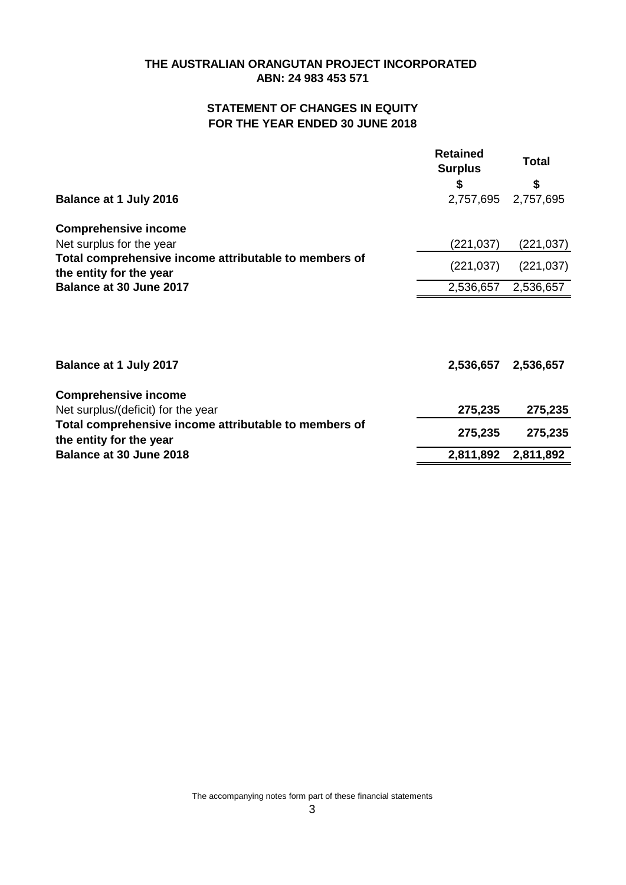# THE AUSTRALIAN ORANGUTAN PROJECT INCORPORATED
## ABN: 24 983 453 571

## STATEMENT OF CHANGES IN EQUITY
## FOR THE YEAR ENDED 30 JUNE 2018

| | Retained Surplus | Total |
|---|---|---|
| | $ | $ |
| **Balance at 1 July 2016** | 2,757,695 | 2,757,695 |
| **Comprehensive income** | | |
| Net surplus for the year | (221,037) | (221,037) |
| **Total comprehensive income attributable to members of the entity for the year** | (221,037) | (221,037) |
| **Balance at 30 June 2017** | 2,536,657 | 2,536,657 |
| | | |
| **Balance at 1 July 2017** | **2,536,657** | **2,536,657** |
| **Comprehensive income** | | |
| Net surplus/(deficit) for the year | **275,235** | **275,235** |
| **Total comprehensive income attributable to members of the entity for the year** | **275,235** | **275,235** |
| **Balance at 30 June 2018** | **2,811,892** | **2,811,892** |

The accompanying notes form part of these financial statements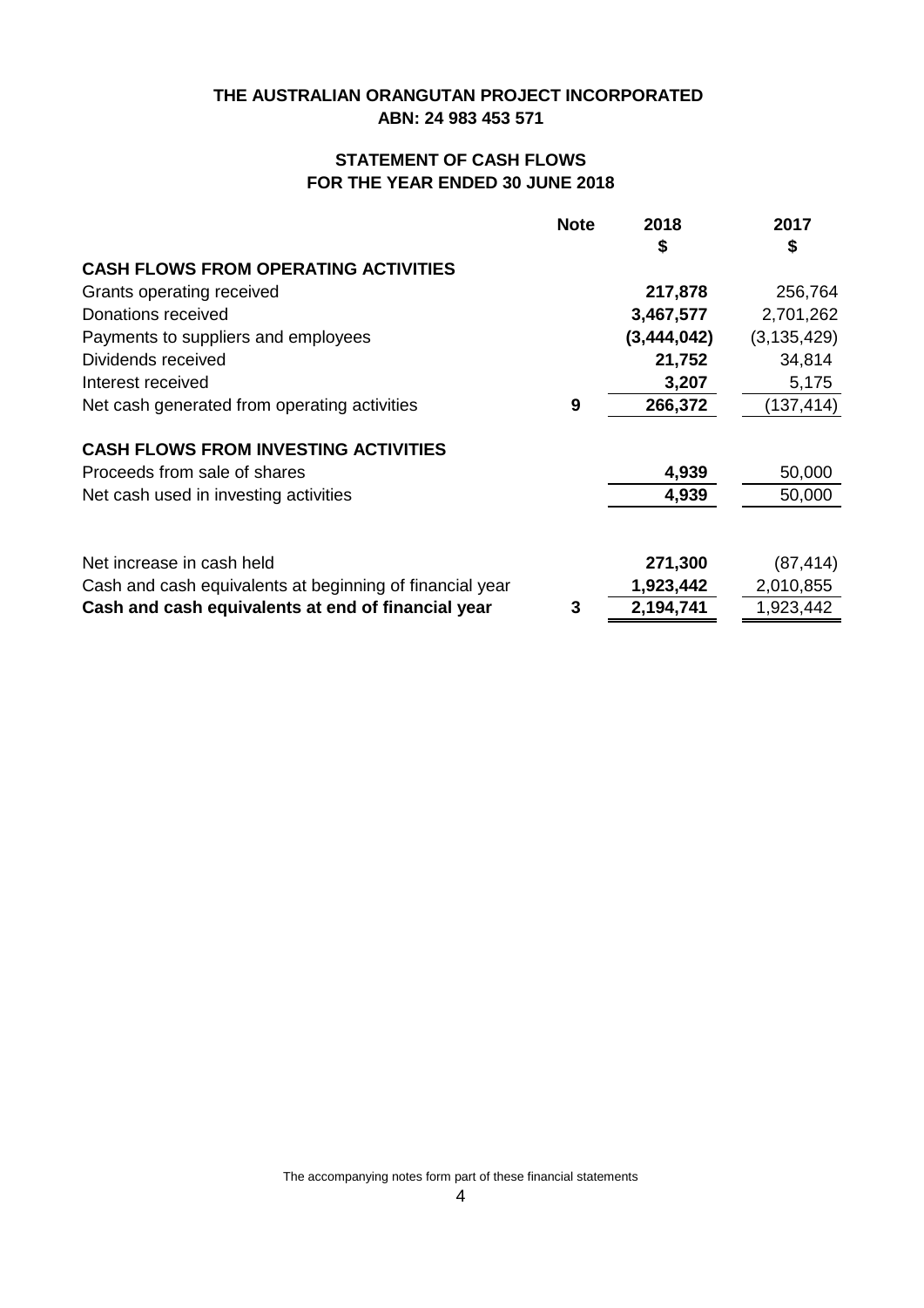**THE AUSTRALIAN ORANGUTAN PROJECT INCORPORATED**
**ABN: 24 983 453 571**

## STATEMENT OF CASH FLOWS
## FOR THE YEAR ENDED 30 JUNE 2018

| | Note | 2018 $ | 2017 $ |
|---|---|---|---|
| **CASH FLOWS FROM OPERATING ACTIVITIES** | | | |
| Grants operating received | | **217,878** | 256,764 |
| Donations received | | **3,467,577** | 2,701,262 |
| Payments to suppliers and employees | | **(3,444,042)** | (3,135,429) |
| Dividends received | | **21,752** | 34,814 |
| Interest received | | **3,207** | 5,175 |
| Net cash generated from operating activities | **9** | **266,372** | (137,414) |
| **CASH FLOWS FROM INVESTING ACTIVITIES** | | | |
| Proceeds from sale of shares | | **4,939** | 50,000 |
| Net cash used in investing activities | | **4,939** | 50,000 |
| Net increase in cash held | | **271,300** | (87,414) |
| Cash and cash equivalents at beginning of financial year | | **1,923,442** | 2,010,855 |
| **Cash and cash equivalents at end of financial year** | **3** | **2,194,741** | 1,923,442 |

The accompanying notes form part of these financial statements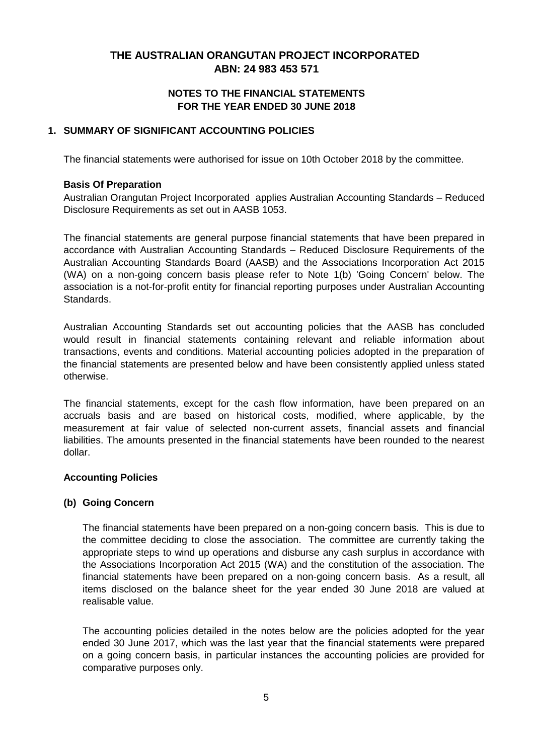# THE AUSTRALIAN ORANGUTAN PROJECT INCORPORATED
## ABN: 24 983 453 571

### NOTES TO THE FINANCIAL STATEMENTS
### FOR THE YEAR ENDED 30 JUNE 2018

## 1. SUMMARY OF SIGNIFICANT ACCOUNTING POLICIES

The financial statements were authorised for issue on 10th October 2018 by the committee.

**Basis Of Preparation**

Australian Orangutan Project Incorporated applies Australian Accounting Standards – Reduced Disclosure Requirements as set out in AASB 1053.

The financial statements are general purpose financial statements that have been prepared in accordance with Australian Accounting Standards – Reduced Disclosure Requirements of the Australian Accounting Standards Board (AASB) and the Associations Incorporation Act 2015 (WA) on a non-going concern basis please refer to Note 1(b) 'Going Concern' below. The association is a not-for-profit entity for financial reporting purposes under Australian Accounting Standards.

Australian Accounting Standards set out accounting policies that the AASB has concluded would result in financial statements containing relevant and reliable information about transactions, events and conditions. Material accounting policies adopted in the preparation of the financial statements are presented below and have been consistently applied unless stated otherwise.

The financial statements, except for the cash flow information, have been prepared on an accruals basis and are based on historical costs, modified, where applicable, by the measurement at fair value of selected non-current assets, financial assets and financial liabilities. The amounts presented in the financial statements have been rounded to the nearest dollar.

**Accounting Policies**

**(b) Going Concern**

The financial statements have been prepared on a non-going concern basis. This is due to the committee deciding to close the association. The committee are currently taking the appropriate steps to wind up operations and disburse any cash surplus in accordance with the Associations Incorporation Act 2015 (WA) and the constitution of the association. The financial statements have been prepared on a non-going concern basis. As a result, all items disclosed on the balance sheet for the year ended 30 June 2018 are valued at realisable value.

The accounting policies detailed in the notes below are the policies adopted for the year ended 30 June 2017, which was the last year that the financial statements were prepared on a going concern basis, in particular instances the accounting policies are provided for comparative purposes only.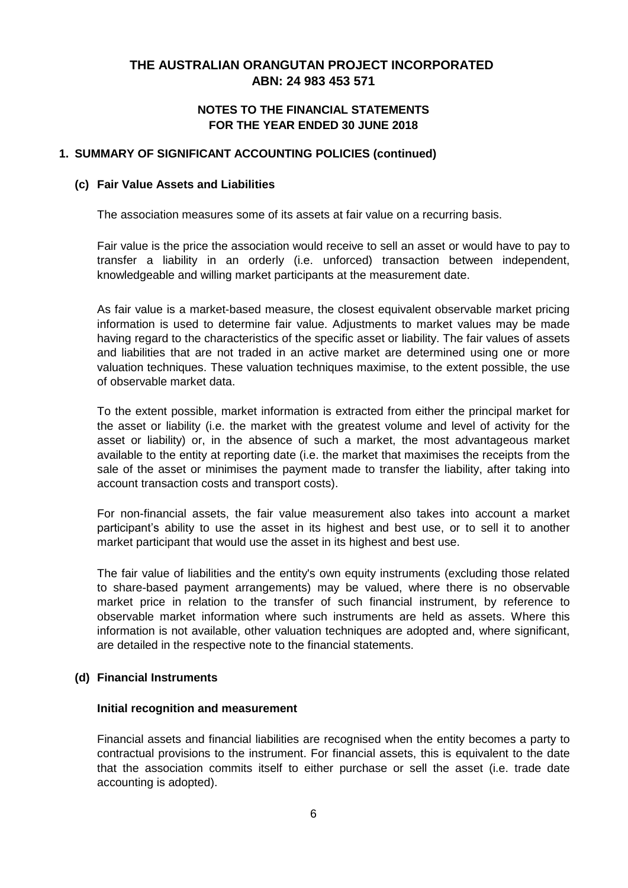## 1. SUMMARY OF SIGNIFICANT ACCOUNTING POLICIES (continued)

### (c) Fair Value Assets and Liabilities

The association measures some of its assets at fair value on a recurring basis.

Fair value is the price the association would receive to sell an asset or would have to pay to transfer a liability in an orderly (i.e. unforced) transaction between independent, knowledgeable and willing market participants at the measurement date.

As fair value is a market-based measure, the closest equivalent observable market pricing information is used to determine fair value. Adjustments to market values may be made having regard to the characteristics of the specific asset or liability. The fair values of assets and liabilities that are not traded in an active market are determined using one or more valuation techniques. These valuation techniques maximise, to the extent possible, the use of observable market data.

To the extent possible, market information is extracted from either the principal market for the asset or liability (i.e. the market with the greatest volume and level of activity for the asset or liability) or, in the absence of such a market, the most advantageous market available to the entity at reporting date (i.e. the market that maximises the receipts from the sale of the asset or minimises the payment made to transfer the liability, after taking into account transaction costs and transport costs).

For non-financial assets, the fair value measurement also takes into account a market participant's ability to use the asset in its highest and best use, or to sell it to another market participant that would use the asset in its highest and best use.

The fair value of liabilities and the entity's own equity instruments (excluding those related to share-based payment arrangements) may be valued, where there is no observable market price in relation to the transfer of such financial instrument, by reference to observable market information where such instruments are held as assets. Where this information is not available, other valuation techniques are adopted and, where significant, are detailed in the respective note to the financial statements.

### (d) Financial Instruments

**Initial recognition and measurement**

Financial assets and financial liabilities are recognised when the entity becomes a party to contractual provisions to the instrument. For financial assets, this is equivalent to the date that the association commits itself to either purchase or sell the asset (i.e. trade date accounting is adopted).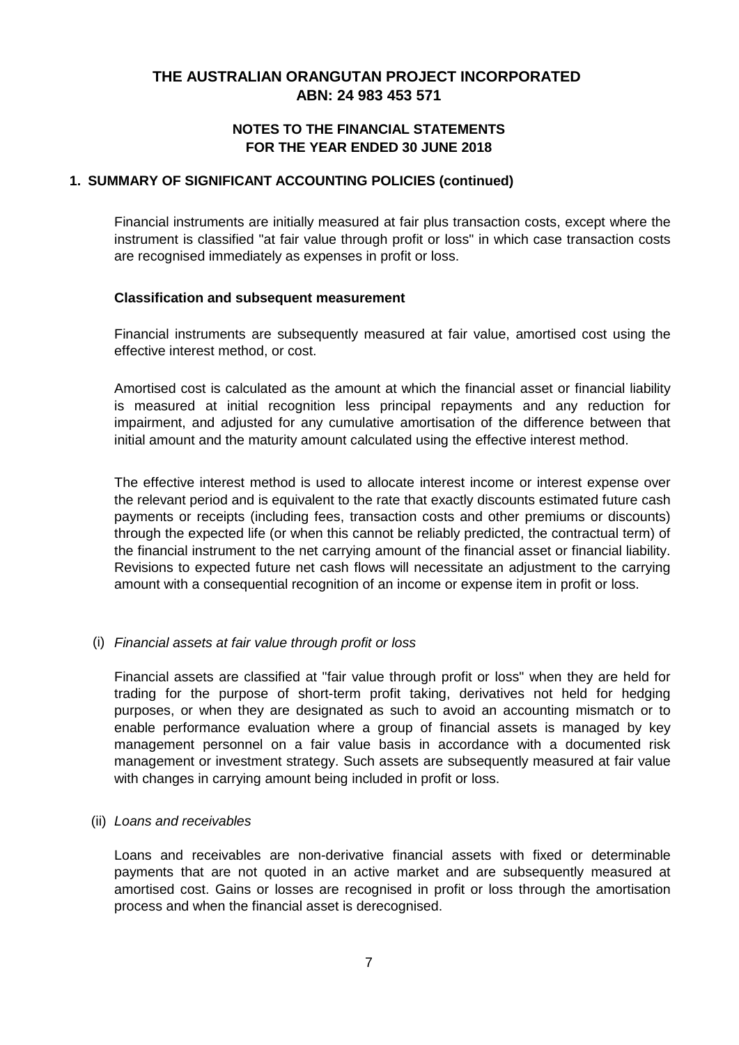# THE AUSTRALIAN ORANGUTAN PROJECT INCORPORATED
## ABN: 24 983 453 571

### NOTES TO THE FINANCIAL STATEMENTS
### FOR THE YEAR ENDED 30 JUNE 2018

**1. SUMMARY OF SIGNIFICANT ACCOUNTING POLICIES (continued)**

Financial instruments are initially measured at fair plus transaction costs, except where the instrument is classified "at fair value through profit or loss" in which case transaction costs are recognised immediately as expenses in profit or loss.

**Classification and subsequent measurement**

Financial instruments are subsequently measured at fair value, amortised cost using the effective interest method, or cost.

Amortised cost is calculated as the amount at which the financial asset or financial liability is measured at initial recognition less principal repayments and any reduction for impairment, and adjusted for any cumulative amortisation of the difference between that initial amount and the maturity amount calculated using the effective interest method.

The effective interest method is used to allocate interest income or interest expense over the relevant period and is equivalent to the rate that exactly discounts estimated future cash payments or receipts (including fees, transaction costs and other premiums or discounts) through the expected life (or when this cannot be reliably predicted, the contractual term) of the financial instrument to the net carrying amount of the financial asset or financial liability. Revisions to expected future net cash flows will necessitate an adjustment to the carrying amount with a consequential recognition of an income or expense item in profit or loss.

(i) *Financial assets at fair value through profit or loss*

Financial assets are classified at "fair value through profit or loss" when they are held for trading for the purpose of short-term profit taking, derivatives not held for hedging purposes, or when they are designated as such to avoid an accounting mismatch or to enable performance evaluation where a group of financial assets is managed by key management personnel on a fair value basis in accordance with a documented risk management or investment strategy. Such assets are subsequently measured at fair value with changes in carrying amount being included in profit or loss.

(ii) *Loans and receivables*

Loans and receivables are non-derivative financial assets with fixed or determinable payments that are not quoted in an active market and are subsequently measured at amortised cost. Gains or losses are recognised in profit or loss through the amortisation process and when the financial asset is derecognised.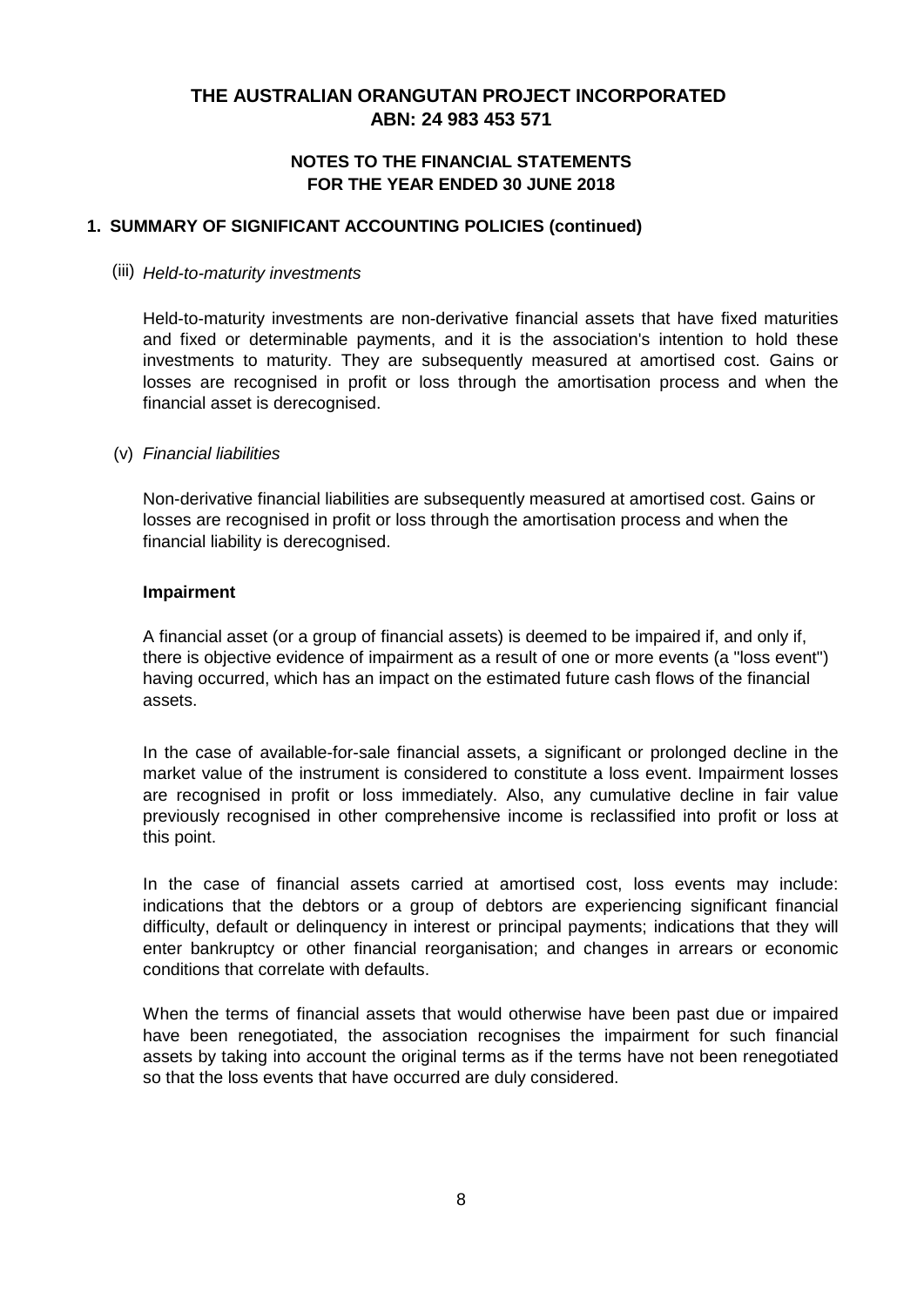# THE AUSTRALIAN ORANGUTAN PROJECT INCORPORATED
## ABN: 24 983 453 571

### NOTES TO THE FINANCIAL STATEMENTS
### FOR THE YEAR ENDED 30 JUNE 2018

**1. SUMMARY OF SIGNIFICANT ACCOUNTING POLICIES (continued)**

(iii) *Held-to-maturity investments*

Held-to-maturity investments are non-derivative financial assets that have fixed maturities and fixed or determinable payments, and it is the association's intention to hold these investments to maturity. They are subsequently measured at amortised cost. Gains or losses are recognised in profit or loss through the amortisation process and when the financial asset is derecognised.

(v) *Financial liabilities*

Non-derivative financial liabilities are subsequently measured at amortised cost. Gains or losses are recognised in profit or loss through the amortisation process and when the financial liability is derecognised.

**Impairment**

A financial asset (or a group of financial assets) is deemed to be impaired if, and only if, there is objective evidence of impairment as a result of one or more events (a "loss event") having occurred, which has an impact on the estimated future cash flows of the financial assets.

In the case of available-for-sale financial assets, a significant or prolonged decline in the market value of the instrument is considered to constitute a loss event. Impairment losses are recognised in profit or loss immediately. Also, any cumulative decline in fair value previously recognised in other comprehensive income is reclassified into profit or loss at this point.

In the case of financial assets carried at amortised cost, loss events may include: indications that the debtors or a group of debtors are experiencing significant financial difficulty, default or delinquency in interest or principal payments; indications that they will enter bankruptcy or other financial reorganisation; and changes in arrears or economic conditions that correlate with defaults.

When the terms of financial assets that would otherwise have been past due or impaired have been renegotiated, the association recognises the impairment for such financial assets by taking into account the original terms as if the terms have not been renegotiated so that the loss events that have occurred are duly considered.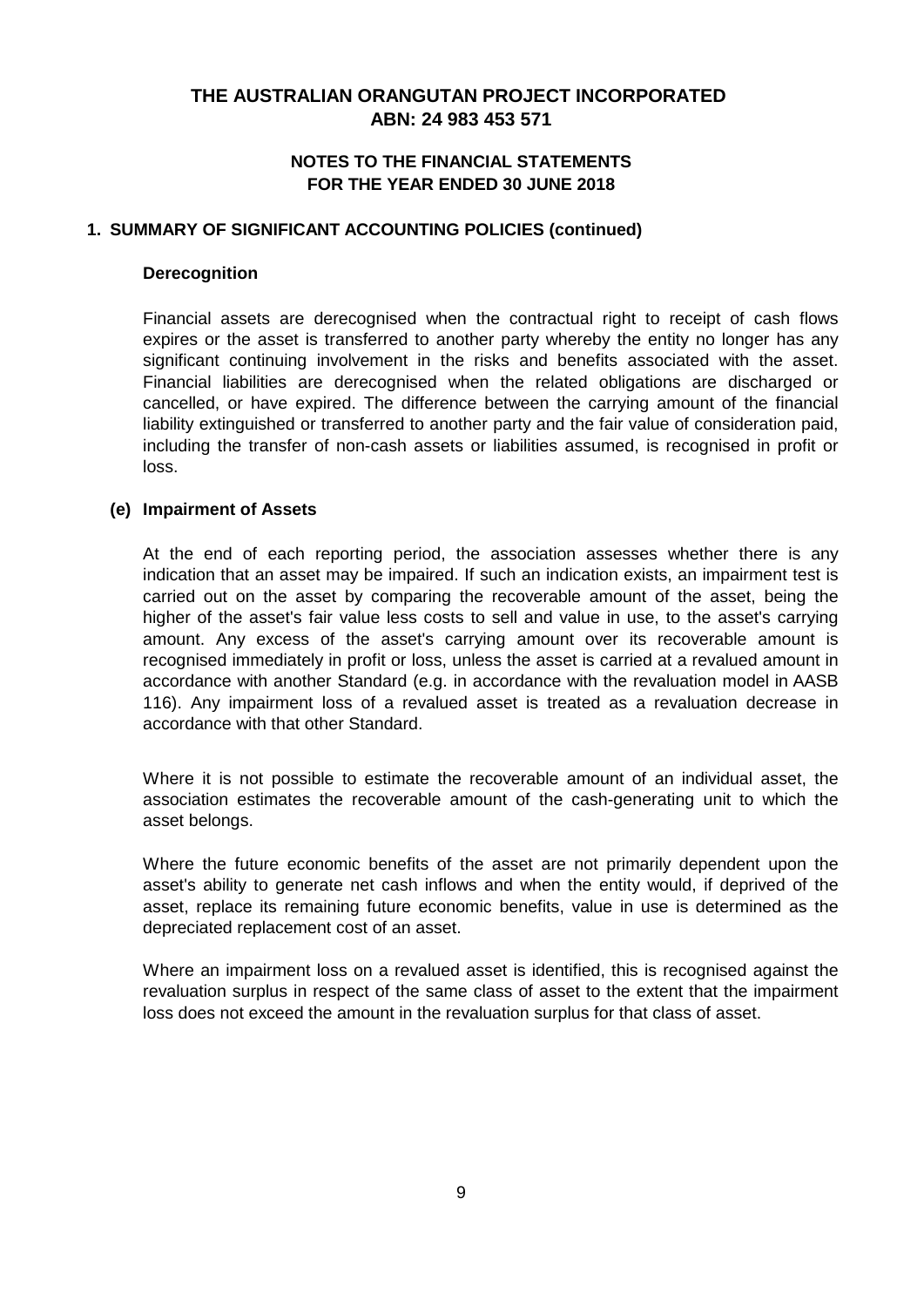# THE AUSTRALIAN ORANGUTAN PROJECT INCORPORATED
## ABN: 24 983 453 571

### NOTES TO THE FINANCIAL STATEMENTS
### FOR THE YEAR ENDED 30 JUNE 2018

## 1. SUMMARY OF SIGNIFICANT ACCOUNTING POLICIES (continued)

**Derecognition**

Financial assets are derecognised when the contractual right to receipt of cash flows expires or the asset is transferred to another party whereby the entity no longer has any significant continuing involvement in the risks and benefits associated with the asset. Financial liabilities are derecognised when the related obligations are discharged or cancelled, or have expired. The difference between the carrying amount of the financial liability extinguished or transferred to another party and the fair value of consideration paid, including the transfer of non-cash assets or liabilities assumed, is recognised in profit or loss.

### (e) Impairment of Assets

At the end of each reporting period, the association assesses whether there is any indication that an asset may be impaired. If such an indication exists, an impairment test is carried out on the asset by comparing the recoverable amount of the asset, being the higher of the asset's fair value less costs to sell and value in use, to the asset's carrying amount. Any excess of the asset's carrying amount over its recoverable amount is recognised immediately in profit or loss, unless the asset is carried at a revalued amount in accordance with another Standard (e.g. in accordance with the revaluation model in AASB 116). Any impairment loss of a revalued asset is treated as a revaluation decrease in accordance with that other Standard.

Where it is not possible to estimate the recoverable amount of an individual asset, the association estimates the recoverable amount of the cash-generating unit to which the asset belongs.

Where the future economic benefits of the asset are not primarily dependent upon the asset's ability to generate net cash inflows and when the entity would, if deprived of the asset, replace its remaining future economic benefits, value in use is determined as the depreciated replacement cost of an asset.

Where an impairment loss on a revalued asset is identified, this is recognised against the revaluation surplus in respect of the same class of asset to the extent that the impairment loss does not exceed the amount in the revaluation surplus for that class of asset.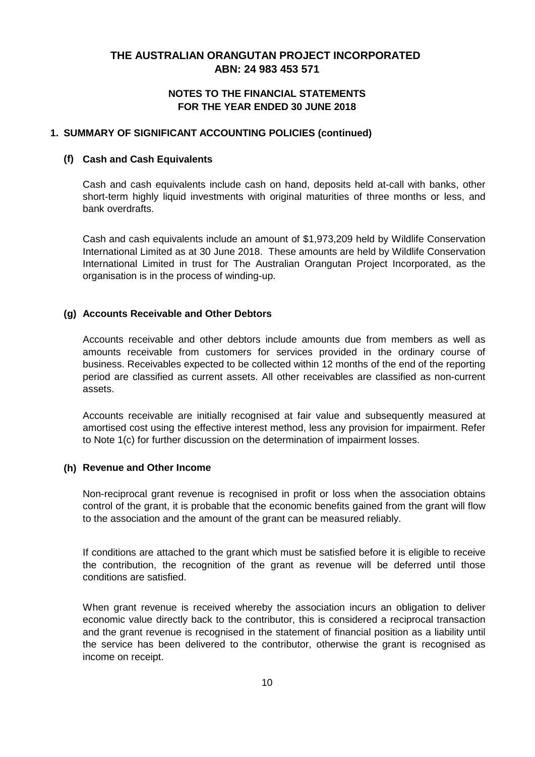# THE AUSTRALIAN ORANGUTAN PROJECT INCORPORATED
## ABN: 24 983 453 571

### NOTES TO THE FINANCIAL STATEMENTS
### FOR THE YEAR ENDED 30 JUNE 2018

**1. SUMMARY OF SIGNIFICANT ACCOUNTING POLICIES (continued)**

**(f) Cash and Cash Equivalents**

Cash and cash equivalents include cash on hand, deposits held at-call with banks, other short-term highly liquid investments with original maturities of three months or less, and bank overdrafts.

Cash and cash equivalents include an amount of $1,973,209 held by Wildlife Conservation International Limited as at 30 June 2018. These amounts are held by Wildlife Conservation International Limited in trust for The Australian Orangutan Project Incorporated, as the organisation is in the process of winding-up.

**(g) Accounts Receivable and Other Debtors**

Accounts receivable and other debtors include amounts due from members as well as amounts receivable from customers for services provided in the ordinary course of business. Receivables expected to be collected within 12 months of the end of the reporting period are classified as current assets. All other receivables are classified as non-current assets.

Accounts receivable are initially recognised at fair value and subsequently measured at amortised cost using the effective interest method, less any provision for impairment. Refer to Note 1(c) for further discussion on the determination of impairment losses.

**(h) Revenue and Other Income**

Non-reciprocal grant revenue is recognised in profit or loss when the association obtains control of the grant, it is probable that the economic benefits gained from the grant will flow to the association and the amount of the grant can be measured reliably.

If conditions are attached to the grant which must be satisfied before it is eligible to receive the contribution, the recognition of the grant as revenue will be deferred until those conditions are satisfied.

When grant revenue is received whereby the association incurs an obligation to deliver economic value directly back to the contributor, this is considered a reciprocal transaction and the grant revenue is recognised in the statement of financial position as a liability until the service has been delivered to the contributor, otherwise the grant is recognised as income on receipt.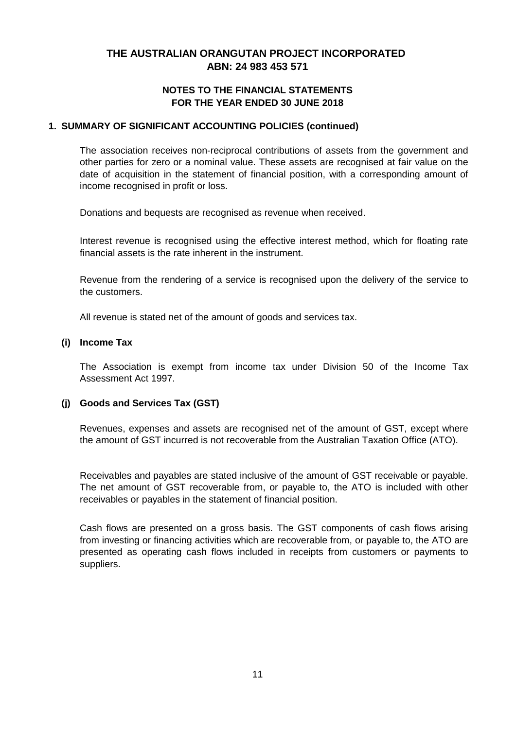# THE AUSTRALIAN ORANGUTAN PROJECT INCORPORATED
## ABN: 24 983 453 571

### NOTES TO THE FINANCIAL STATEMENTS
### FOR THE YEAR ENDED 30 JUNE 2018

**1. SUMMARY OF SIGNIFICANT ACCOUNTING POLICIES (continued)**

The association receives non-reciprocal contributions of assets from the government and other parties for zero or a nominal value. These assets are recognised at fair value on the date of acquisition in the statement of financial position, with a corresponding amount of income recognised in profit or loss.

Donations and bequests are recognised as revenue when received.

Interest revenue is recognised using the effective interest method, which for floating rate financial assets is the rate inherent in the instrument.

Revenue from the rendering of a service is recognised upon the delivery of the service to the customers.

All revenue is stated net of the amount of goods and services tax.

**(i) Income Tax**

The Association is exempt from income tax under Division 50 of the Income Tax Assessment Act 1997.

**(j) Goods and Services Tax (GST)**

Revenues, expenses and assets are recognised net of the amount of GST, except where the amount of GST incurred is not recoverable from the Australian Taxation Office (ATO).

Receivables and payables are stated inclusive of the amount of GST receivable or payable. The net amount of GST recoverable from, or payable to, the ATO is included with other receivables or payables in the statement of financial position.

Cash flows are presented on a gross basis. The GST components of cash flows arising from investing or financing activities which are recoverable from, or payable to, the ATO are presented as operating cash flows included in receipts from customers or payments to suppliers.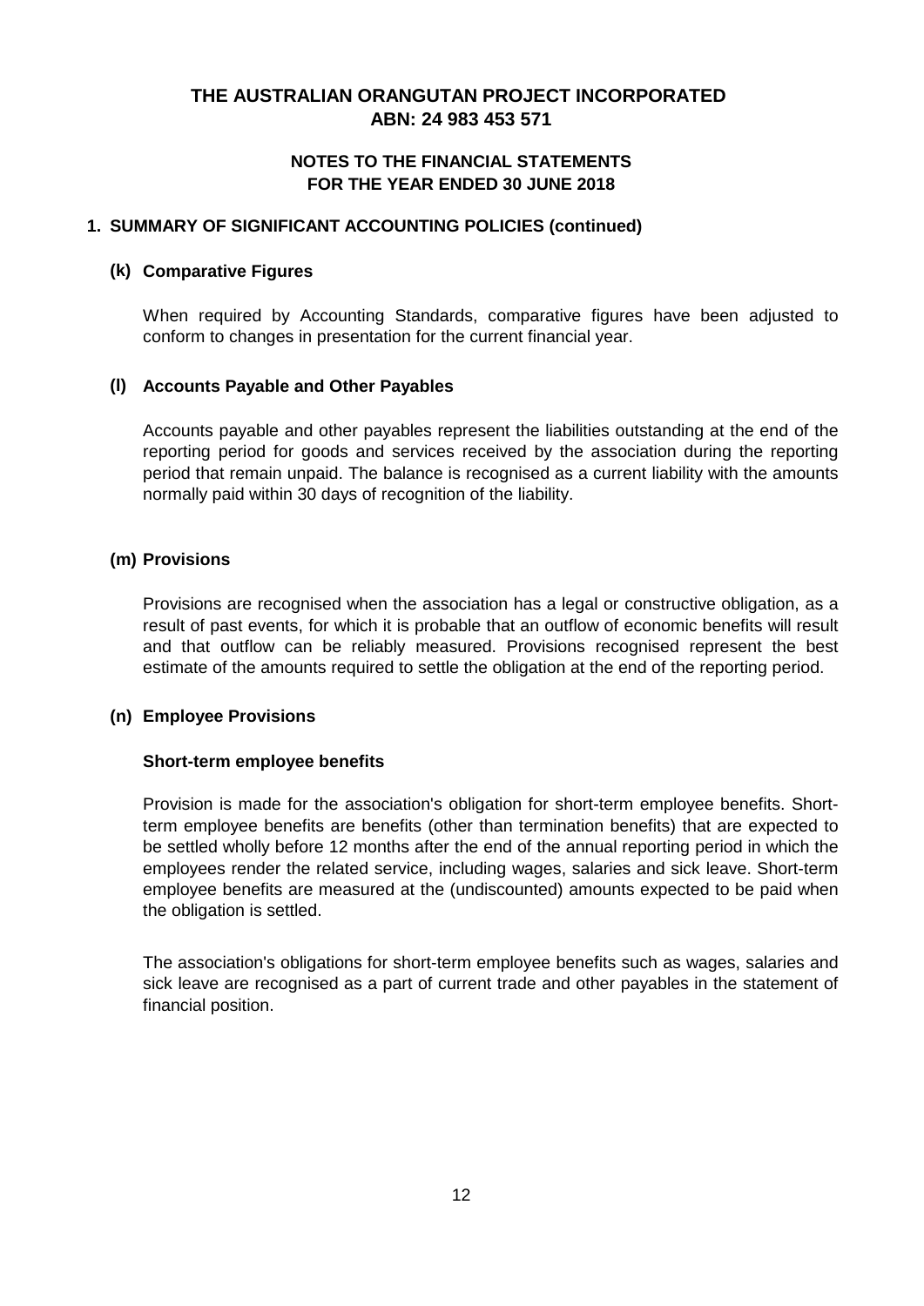# THE AUSTRALIAN ORANGUTAN PROJECT INCORPORATED
## ABN: 24 983 453 571

### NOTES TO THE FINANCIAL STATEMENTS
### FOR THE YEAR ENDED 30 JUNE 2018

**1. SUMMARY OF SIGNIFICANT ACCOUNTING POLICIES (continued)**

**(k) Comparative Figures**

When required by Accounting Standards, comparative figures have been adjusted to conform to changes in presentation for the current financial year.

**(l) Accounts Payable and Other Payables**

Accounts payable and other payables represent the liabilities outstanding at the end of the reporting period for goods and services received by the association during the reporting period that remain unpaid. The balance is recognised as a current liability with the amounts normally paid within 30 days of recognition of the liability.

**(m) Provisions**

Provisions are recognised when the association has a legal or constructive obligation, as a result of past events, for which it is probable that an outflow of economic benefits will result and that outflow can be reliably measured. Provisions recognised represent the best estimate of the amounts required to settle the obligation at the end of the reporting period.

**(n) Employee Provisions**

**Short-term employee benefits**

Provision is made for the association's obligation for short-term employee benefits. Short-term employee benefits are benefits (other than termination benefits) that are expected to be settled wholly before 12 months after the end of the annual reporting period in which the employees render the related service, including wages, salaries and sick leave. Short-term employee benefits are measured at the (undiscounted) amounts expected to be paid when the obligation is settled.

The association's obligations for short-term employee benefits such as wages, salaries and sick leave are recognised as a part of current trade and other payables in the statement of financial position.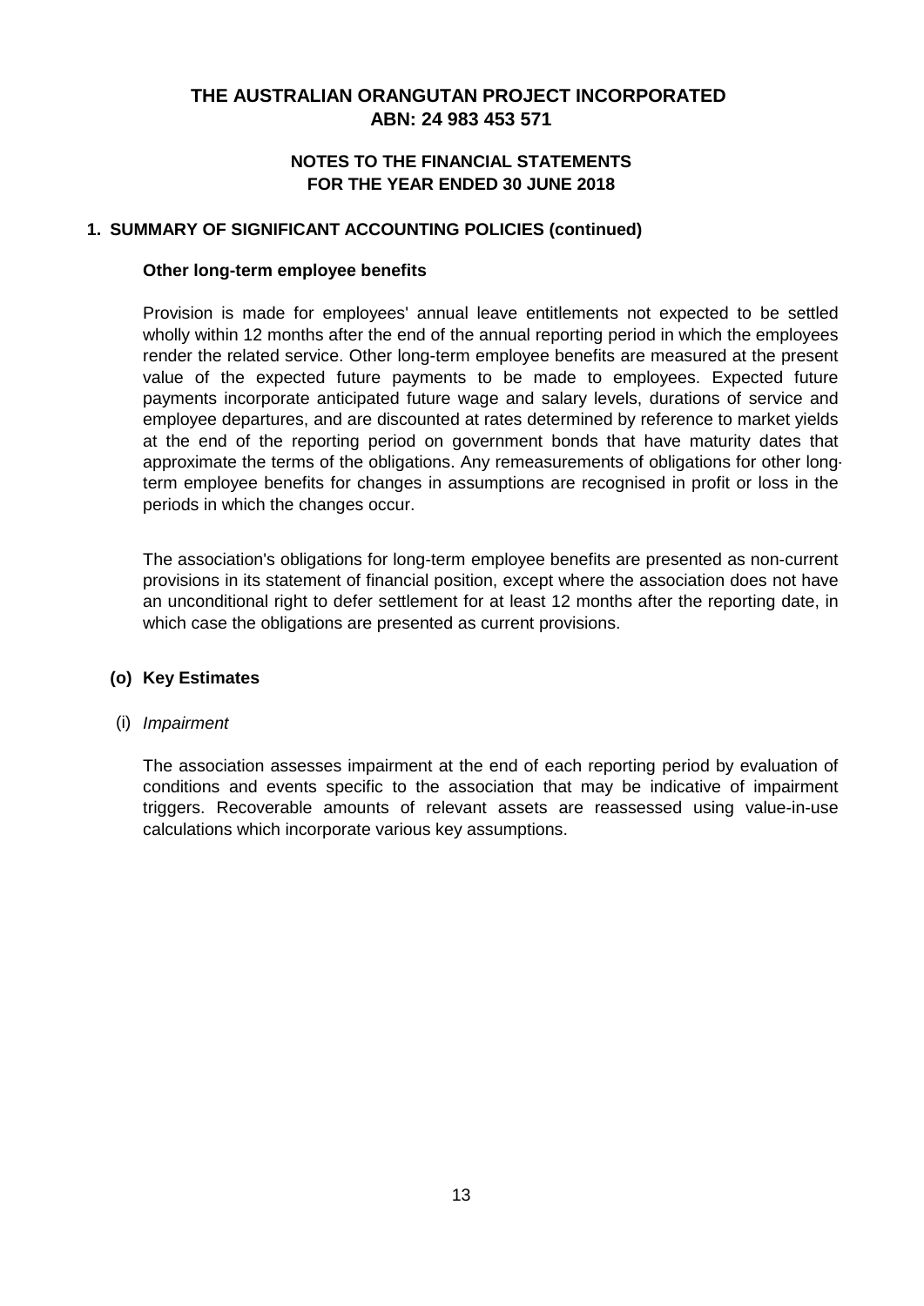# THE AUSTRALIAN ORANGUTAN PROJECT INCORPORATED
## ABN: 24 983 453 571

### NOTES TO THE FINANCIAL STATEMENTS FOR THE YEAR ENDED 30 JUNE 2018

**1. SUMMARY OF SIGNIFICANT ACCOUNTING POLICIES (continued)**

**Other long-term employee benefits**

Provision is made for employees' annual leave entitlements not expected to be settled wholly within 12 months after the end of the annual reporting period in which the employees render the related service. Other long-term employee benefits are measured at the present value of the expected future payments to be made to employees. Expected future payments incorporate anticipated future wage and salary levels, durations of service and employee departures, and are discounted at rates determined by reference to market yields at the end of the reporting period on government bonds that have maturity dates that approximate the terms of the obligations. Any remeasurements of obligations for other long-term employee benefits for changes in assumptions are recognised in profit or loss in the periods in which the changes occur.

The association's obligations for long-term employee benefits are presented as non-current provisions in its statement of financial position, except where the association does not have an unconditional right to defer settlement for at least 12 months after the reporting date, in which case the obligations are presented as current provisions.

**(o) Key Estimates**

(i) *Impairment*

The association assesses impairment at the end of each reporting period by evaluation of conditions and events specific to the association that may be indicative of impairment triggers. Recoverable amounts of relevant assets are reassessed using value-in-use calculations which incorporate various key assumptions.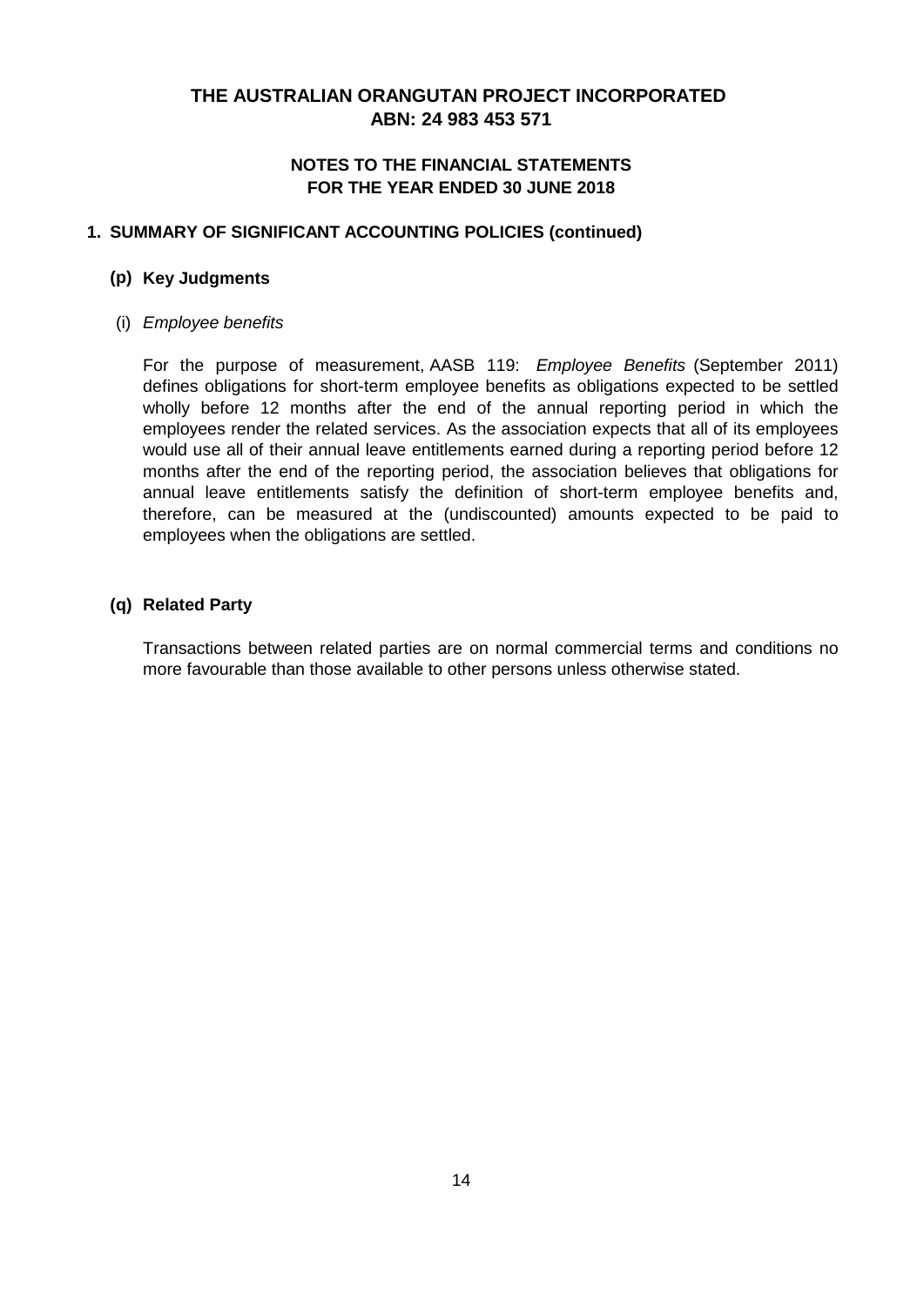# THE AUSTRALIAN ORANGUTAN PROJECT INCORPORATED
## ABN: 24 983 453 571

### NOTES TO THE FINANCIAL STATEMENTS
### FOR THE YEAR ENDED 30 JUNE 2018

**1. SUMMARY OF SIGNIFICANT ACCOUNTING POLICIES (continued)**

**(p) Key Judgments**

(i) *Employee benefits*

For the purpose of measurement, AASB 119: *Employee Benefits* (September 2011) defines obligations for short-term employee benefits as obligations expected to be settled wholly before 12 months after the end of the annual reporting period in which the employees render the related services. As the association expects that all of its employees would use all of their annual leave entitlements earned during a reporting period before 12 months after the end of the reporting period, the association believes that obligations for annual leave entitlements satisfy the definition of short-term employee benefits and, therefore, can be measured at the (undiscounted) amounts expected to be paid to employees when the obligations are settled.

**(q) Related Party**

Transactions between related parties are on normal commercial terms and conditions no more favourable than those available to other persons unless otherwise stated.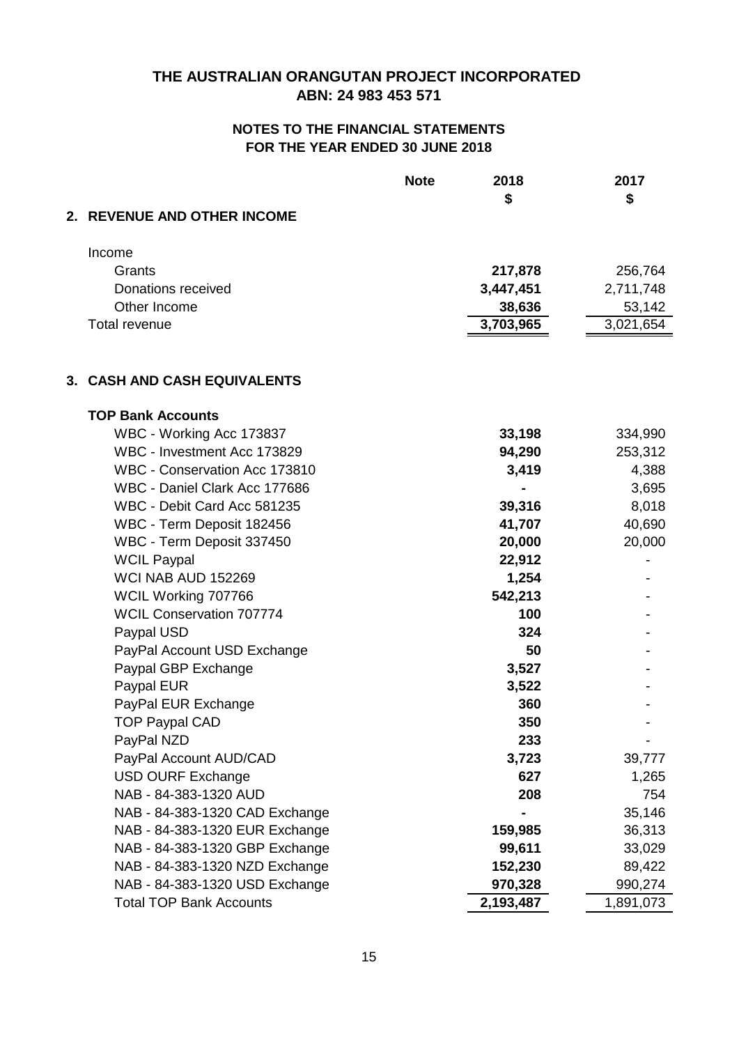# THE AUSTRALIAN ORANGUTAN PROJECT INCORPORATED
## ABN: 24 983 453 571

### NOTES TO THE FINANCIAL STATEMENTS
### FOR THE YEAR ENDED 30 JUNE 2018

| | Note | 2018<br>$ | 2017<br>$ |
|---|---|---|---|
| **2. REVENUE AND OTHER INCOME** | | | |
| Income | | | |
| Grants | | **217,878** | 256,764 |
| Donations received | | **3,447,451** | 2,711,748 |
| Other Income | | **38,636** | 53,142 |
| Total revenue | | **3,703,965** | 3,021,654 |
| | | | |
| **3. CASH AND CASH EQUIVALENTS** | | | |
| **TOP Bank Accounts** | | | |
| WBC - Working Acc 173837 | | **33,198** | 334,990 |
| WBC - Investment Acc 173829 | | **94,290** | 253,312 |
| WBC - Conservation Acc 173810 | | **3,419** | 4,388 |
| WBC - Daniel Clark Acc 177686 | | **-** | 3,695 |
| WBC - Debit Card Acc 581235 | | **39,316** | 8,018 |
| WBC - Term Deposit 182456 | | **41,707** | 40,690 |
| WBC - Term Deposit 337450 | | **20,000** | 20,000 |
| WCIL Paypal | | **22,912** | - |
| WCI NAB AUD 152269 | | **1,254** | - |
| WCIL Working 707766 | | **542,213** | - |
| WCIL Conservation 707774 | | **100** | - |
| Paypal USD | | **324** | - |
| PayPal Account USD Exchange | | **50** | - |
| Paypal GBP Exchange | | **3,527** | - |
| Paypal EUR | | **3,522** | - |
| PayPal EUR Exchange | | **360** | - |
| TOP Paypal CAD | | **350** | - |
| PayPal NZD | | **233** | - |
| PayPal Account AUD/CAD | | **3,723** | 39,777 |
| USD OURF Exchange | | **627** | 1,265 |
| NAB - 84-383-1320 AUD | | **208** | 754 |
| NAB - 84-383-1320 CAD Exchange | | **-** | 35,146 |
| NAB - 84-383-1320 EUR Exchange | | **159,985** | 36,313 |
| NAB - 84-383-1320 GBP Exchange | | **99,611** | 33,029 |
| NAB - 84-383-1320 NZD Exchange | | **152,230** | 89,422 |
| NAB - 84-383-1320 USD Exchange | | **970,328** | 990,274 |
| Total TOP Bank Accounts | | **2,193,487** | 1,891,073 |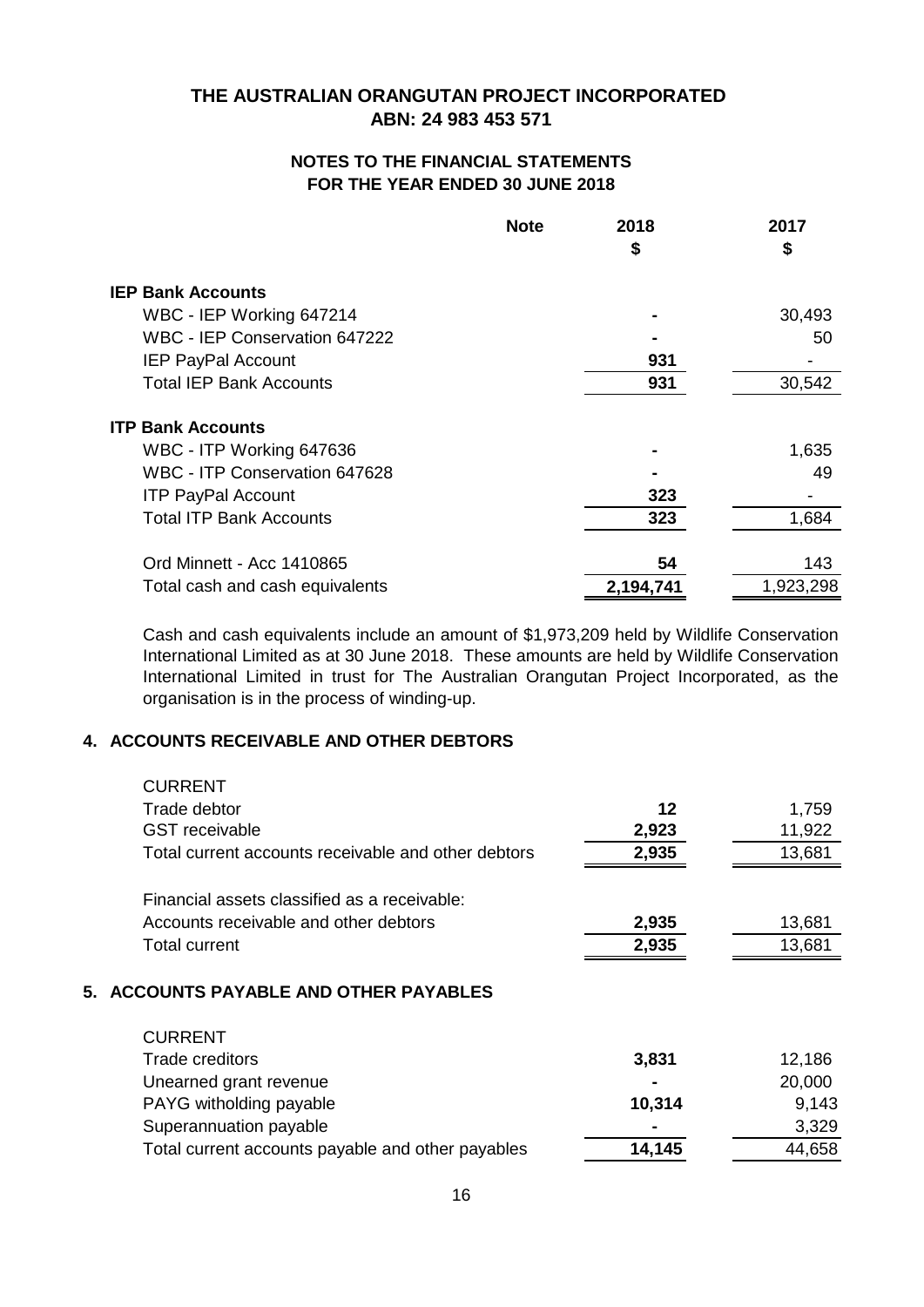# THE AUSTRALIAN ORANGUTAN PROJECT INCORPORATED
## ABN: 24 983 453 571

### NOTES TO THE FINANCIAL STATEMENTS FOR THE YEAR ENDED 30 JUNE 2018

| | Note | 2018 $ | 2017 $ |
|---|---|---|---|
| **IEP Bank Accounts** | | | |
| WBC - IEP Working 647214 | | - | 30,493 |
| WBC - IEP Conservation 647222 | | - | 50 |
| IEP PayPal Account | | 931 | - |
| Total IEP Bank Accounts | | 931 | 30,542 |
| **ITP Bank Accounts** | | | |
| WBC - ITP Working 647636 | | - | 1,635 |
| WBC - ITP Conservation 647628 | | - | 49 |
| ITP PayPal Account | | 323 | - |
| Total ITP Bank Accounts | | 323 | 1,684 |
| Ord Minnett - Acc 1410865 | | 54 | 143 |
| Total cash and cash equivalents | | 2,194,741 | 1,923,298 |

Cash and cash equivalents include an amount of $1,973,209 held by Wildlife Conservation International Limited as at 30 June 2018. These amounts are held by Wildlife Conservation International Limited in trust for The Australian Orangutan Project Incorporated, as the organisation is in the process of winding-up.

## 4. ACCOUNTS RECEIVABLE AND OTHER DEBTORS

| | 2018 $ | 2017 $ |
|---|---|---|
| CURRENT | | |
| Trade debtor | 12 | 1,759 |
| GST receivable | 2,923 | 11,922 |
| Total current accounts receivable and other debtors | 2,935 | 13,681 |
| Financial assets classified as a receivable: | | |
| Accounts receivable and other debtors | 2,935 | 13,681 |
| Total current | 2,935 | 13,681 |

## 5. ACCOUNTS PAYABLE AND OTHER PAYABLES

| | 2018 $ | 2017 $ |
|---|---|---|
| CURRENT | | |
| Trade creditors | 3,831 | 12,186 |
| Unearned grant revenue | - | 20,000 |
| PAYG witholding payable | 10,314 | 9,143 |
| Superannuation payable | - | 3,329 |
| Total current accounts payable and other payables | 14,145 | 44,658 |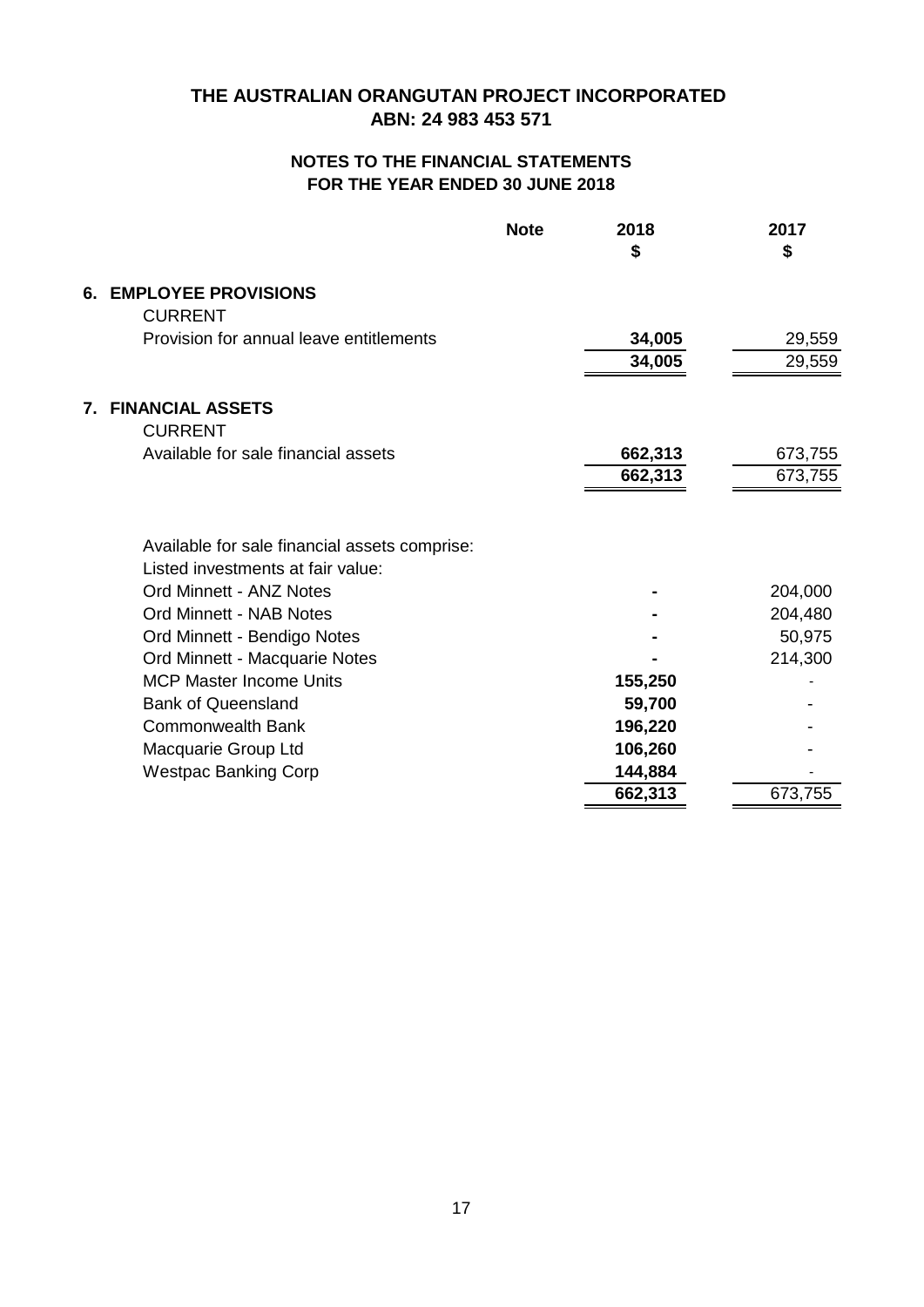# THE AUSTRALIAN ORANGUTAN PROJECT INCORPORATED
## ABN: 24 983 453 571

### NOTES TO THE FINANCIAL STATEMENTS
### FOR THE YEAR ENDED 30 JUNE 2018

| | Note | 2018 $ | 2017 $ |
|---|---|---|---|
| **6. EMPLOYEE PROVISIONS** | | | |
| CURRENT | | | |
| Provision for annual leave entitlements | | **34,005** | 29,559 |
| | | **34,005** | 29,559 |
| **7. FINANCIAL ASSETS** | | | |
| CURRENT | | | |
| Available for sale financial assets | | **662,313** | 673,755 |
| | | **662,313** | 673,755 |
| Available for sale financial assets comprise: | | | |
| Listed investments at fair value: | | | |
| Ord Minnett - ANZ Notes | | **-** | 204,000 |
| Ord Minnett - NAB Notes | | **-** | 204,480 |
| Ord Minnett - Bendigo Notes | | **-** | 50,975 |
| Ord Minnett - Macquarie Notes | | **-** | 214,300 |
| MCP Master Income Units | | **155,250** | - |
| Bank of Queensland | | **59,700** | - |
| Commonwealth Bank | | **196,220** | - |
| Macquarie Group Ltd | | **106,260** | - |
| Westpac Banking Corp | | **144,884** | - |
| | | **662,313** | 673,755 |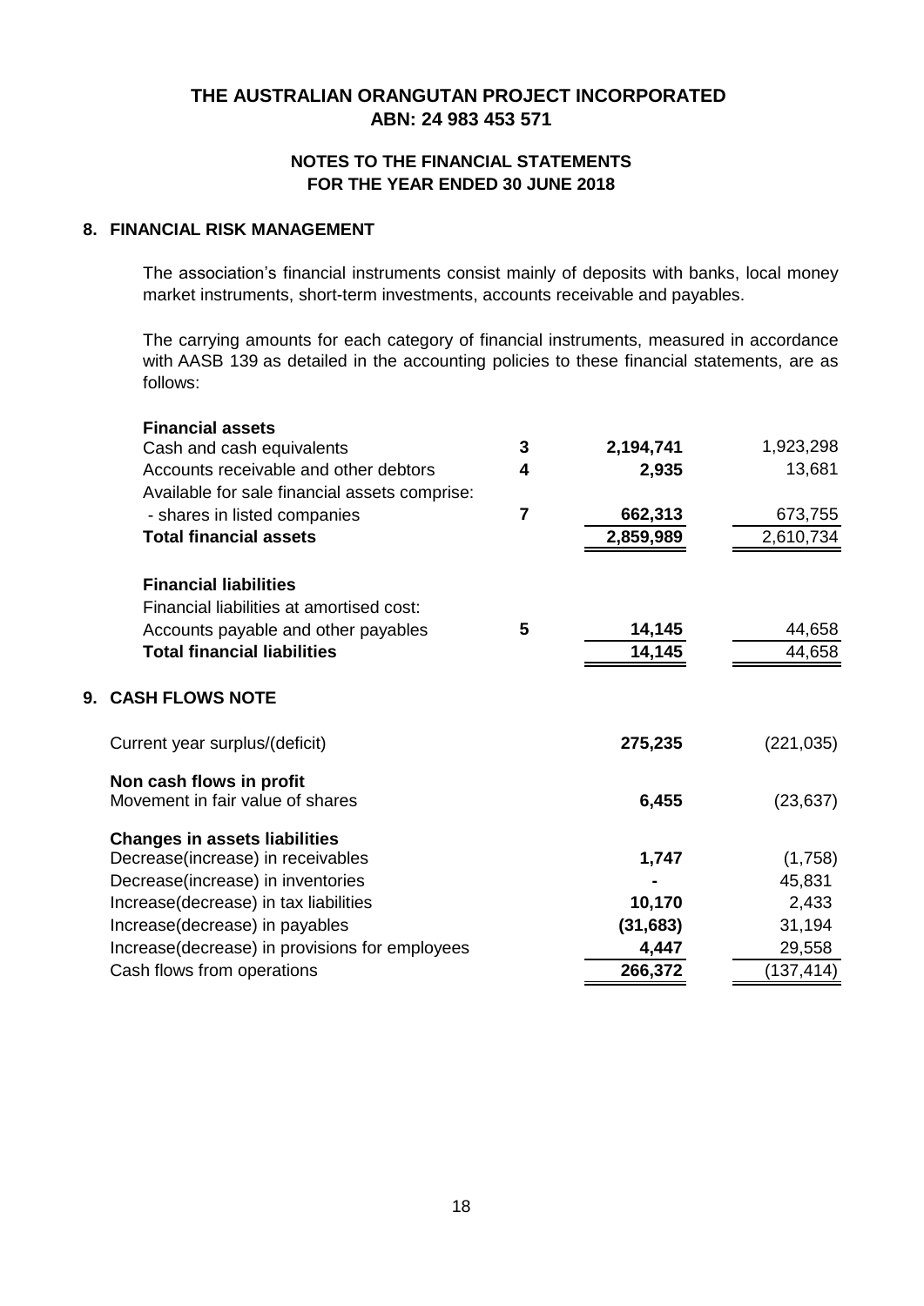**THE AUSTRALIAN ORANGUTAN PROJECT INCORPORATED**
**ABN: 24 983 453 571**

**NOTES TO THE FINANCIAL STATEMENTS**
**FOR THE YEAR ENDED 30 JUNE 2018**

## 8. FINANCIAL RISK MANAGEMENT

The association's financial instruments consist mainly of deposits with banks, local money market instruments, short-term investments, accounts receivable and payables.

The carrying amounts for each category of financial instruments, measured in accordance with AASB 139 as detailed in the accounting policies to these financial statements, are as follows:

| | | | |
|---|---|---|---|
| **Financial assets** | | | |
| Cash and cash equivalents | 3 | **2,194,741** | 1,923,298 |
| Accounts receivable and other debtors | 4 | **2,935** | 13,681 |
| Available for sale financial assets comprise: | | | |
| - shares in listed companies | 7 | **662,313** | 673,755 |
| **Total financial assets** | | **2,859,989** | 2,610,734 |
| **Financial liabilities** | | | |
| Financial liabilities at amortised cost: | | | |
| Accounts payable and other payables | 5 | **14,145** | 44,658 |
| **Total financial liabilities** | | **14,145** | 44,658 |

## 9. CASH FLOWS NOTE

| | | |
|---|---|---|
| Current year surplus/(deficit) | **275,235** | (221,035) |
| **Non cash flows in profit** | | |
| Movement in fair value of shares | **6,455** | (23,637) |
| **Changes in assets liabilities** | | |
| Decrease(increase) in receivables | **1,747** | (1,758) |
| Decrease(increase) in inventories | **-** | 45,831 |
| Increase(decrease) in tax liabilities | **10,170** | 2,433 |
| Increase(decrease) in payables | **(31,683)** | 31,194 |
| Increase(decrease) in provisions for employees | **4,447** | 29,558 |
| Cash flows from operations | **266,372** | (137,414) |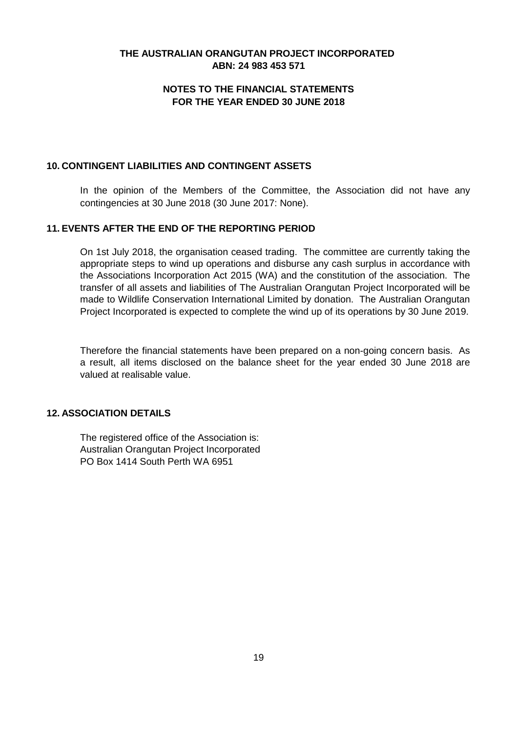**THE AUSTRALIAN ORANGUTAN PROJECT INCORPORATED**
**ABN: 24 983 453 571**

**NOTES TO THE FINANCIAL STATEMENTS**
**FOR THE YEAR ENDED 30 JUNE 2018**

## 10. CONTINGENT LIABILITIES AND CONTINGENT ASSETS

In the opinion of the Members of the Committee, the Association did not have any contingencies at 30 June 2018 (30 June 2017: None).

## 11. EVENTS AFTER THE END OF THE REPORTING PERIOD

On 1st July 2018, the organisation ceased trading. The committee are currently taking the appropriate steps to wind up operations and disburse any cash surplus in accordance with the Associations Incorporation Act 2015 (WA) and the constitution of the association. The transfer of all assets and liabilities of The Australian Orangutan Project Incorporated will be made to Wildlife Conservation International Limited by donation. The Australian Orangutan Project Incorporated is expected to complete the wind up of its operations by 30 June 2019.

Therefore the financial statements have been prepared on a non-going concern basis. As a result, all items disclosed on the balance sheet for the year ended 30 June 2018 are valued at realisable value.

## 12. ASSOCIATION DETAILS

The registered office of the Association is:
Australian Orangutan Project Incorporated
PO Box 1414 South Perth WA 6951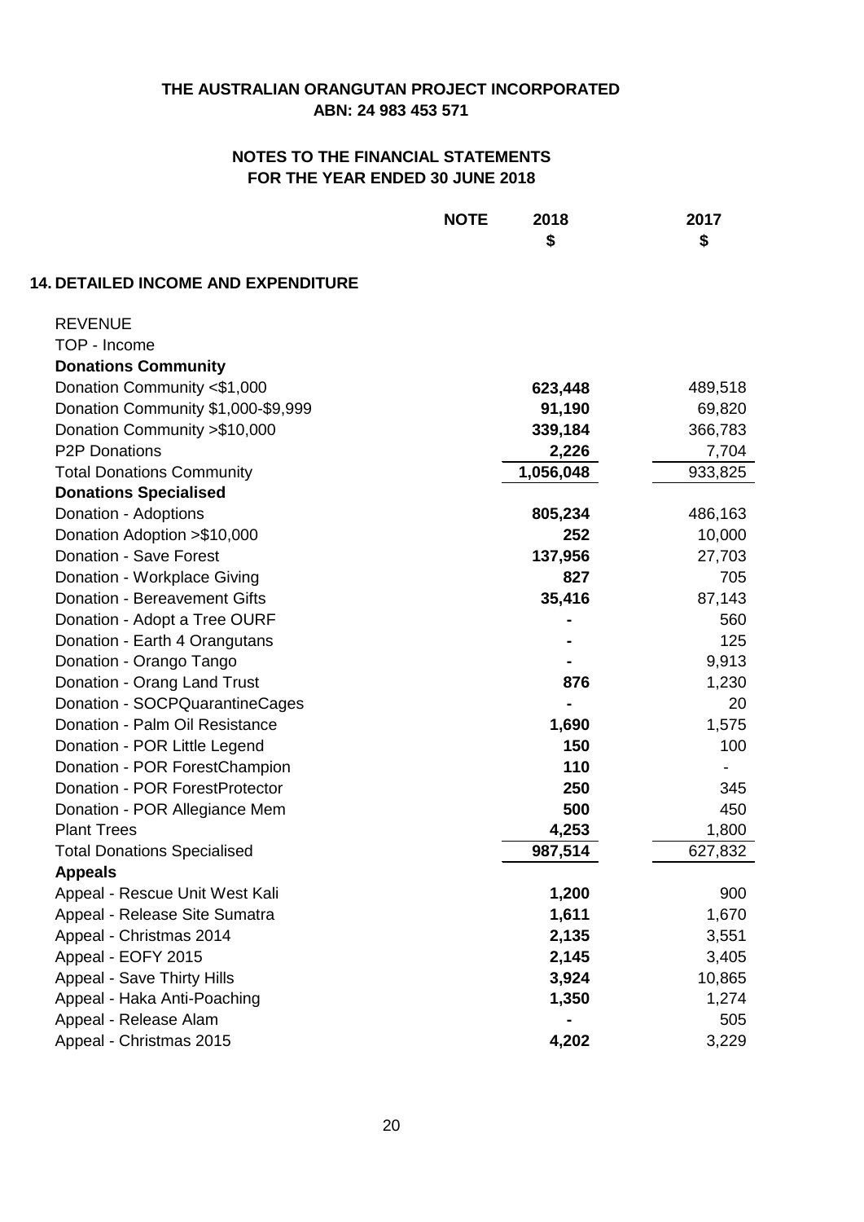**THE AUSTRALIAN ORANGUTAN PROJECT INCORPORATED**
**ABN: 24 983 453 571**

**NOTES TO THE FINANCIAL STATEMENTS**
**FOR THE YEAR ENDED 30 JUNE 2018**

## 14. DETAILED INCOME AND EXPENDITURE

| | NOTE | 2018 $ | 2017 $ |
|---|---|---|---|
| REVENUE | | | |
| TOP - Income | | | |
| **Donations Community** | | | |
| Donation Community <$1,000 | | **623,448** | 489,518 |
| Donation Community $1,000-$9,999 | | **91,190** | 69,820 |
| Donation Community >$10,000 | | **339,184** | 366,783 |
| P2P Donations | | **2,226** | 7,704 |
| Total Donations Community | | **1,056,048** | 933,825 |
| **Donations Specialised** | | | |
| Donation - Adoptions | | **805,234** | 486,163 |
| Donation Adoption >$10,000 | | **252** | 10,000 |
| Donation - Save Forest | | **137,956** | 27,703 |
| Donation - Workplace Giving | | **827** | 705 |
| Donation - Bereavement Gifts | | **35,416** | 87,143 |
| Donation - Adopt a Tree OURF | | **-** | 560 |
| Donation - Earth 4 Orangutans | | **-** | 125 |
| Donation - Orango Tango | | **-** | 9,913 |
| Donation - Orang Land Trust | | **876** | 1,230 |
| Donation - SOCPQuarantineCages | | **-** | 20 |
| Donation - Palm Oil Resistance | | **1,690** | 1,575 |
| Donation - POR Little Legend | | **150** | 100 |
| Donation - POR ForestChampion | | **110** | - |
| Donation - POR ForestProtector | | **250** | 345 |
| Donation - POR Allegiance Mem | | **500** | 450 |
| Plant Trees | | **4,253** | 1,800 |
| Total Donations Specialised | | **987,514** | 627,832 |
| **Appeals** | | | |
| Appeal - Rescue Unit West Kali | | **1,200** | 900 |
| Appeal - Release Site Sumatra | | **1,611** | 1,670 |
| Appeal - Christmas 2014 | | **2,135** | 3,551 |
| Appeal - EOFY 2015 | | **2,145** | 3,405 |
| Appeal - Save Thirty Hills | | **3,924** | 10,865 |
| Appeal - Haka Anti-Poaching | | **1,350** | 1,274 |
| Appeal - Release Alam | | **-** | 505 |
| Appeal - Christmas 2015 | | **4,202** | 3,229 |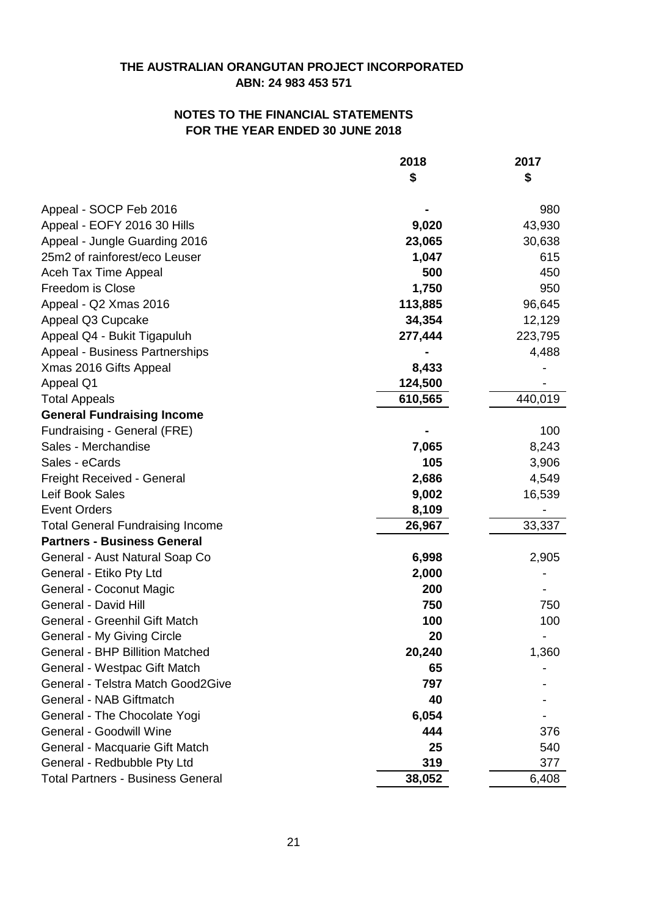**THE AUSTRALIAN ORANGUTAN PROJECT INCORPORATED**
**ABN: 24 983 453 571**

**NOTES TO THE FINANCIAL STATEMENTS**
**FOR THE YEAR ENDED 30 JUNE 2018**

| | 2018 $ | 2017 $ |
|---|---|---|
| Appeal - SOCP Feb 2016 | **-** | 980 |
| Appeal - EOFY 2016 30 Hills | **9,020** | 43,930 |
| Appeal - Jungle Guarding 2016 | **23,065** | 30,638 |
| 25m2 of rainforest/eco Leuser | **1,047** | 615 |
| Aceh Tax Time Appeal | **500** | 450 |
| Freedom is Close | **1,750** | 950 |
| Appeal - Q2 Xmas 2016 | **113,885** | 96,645 |
| Appeal Q3 Cupcake | **34,354** | 12,129 |
| Appeal Q4 - Bukit Tigapuluh | **277,444** | 223,795 |
| Appeal - Business Partnerships | **-** | 4,488 |
| Xmas 2016 Gifts Appeal | **8,433** | - |
| Appeal Q1 | **124,500** | - |
| Total Appeals | **610,565** | 440,019 |
| **General Fundraising Income** | | |
| Fundraising - General (FRE) | **-** | 100 |
| Sales - Merchandise | **7,065** | 8,243 |
| Sales - eCards | **105** | 3,906 |
| Freight Received - General | **2,686** | 4,549 |
| Leif Book Sales | **9,002** | 16,539 |
| Event Orders | **8,109** | - |
| Total General Fundraising Income | **26,967** | 33,337 |
| **Partners - Business General** | | |
| General - Aust Natural Soap Co | **6,998** | 2,905 |
| General - Etiko Pty Ltd | **2,000** | - |
| General - Coconut Magic | **200** | - |
| General - David Hill | **750** | 750 |
| General - Greenhil Gift Match | **100** | 100 |
| General - My Giving Circle | **20** | - |
| General - BHP Billition Matched | **20,240** | 1,360 |
| General - Westpac Gift Match | **65** | - |
| General - Telstra Match Good2Give | **797** | - |
| General - NAB Giftmatch | **40** | - |
| General - The Chocolate Yogi | **6,054** | - |
| General - Goodwill Wine | **444** | 376 |
| General - Macquarie Gift Match | **25** | 540 |
| General - Redbubble Pty Ltd | **319** | 377 |
| Total Partners - Business General | **38,052** | 6,408 |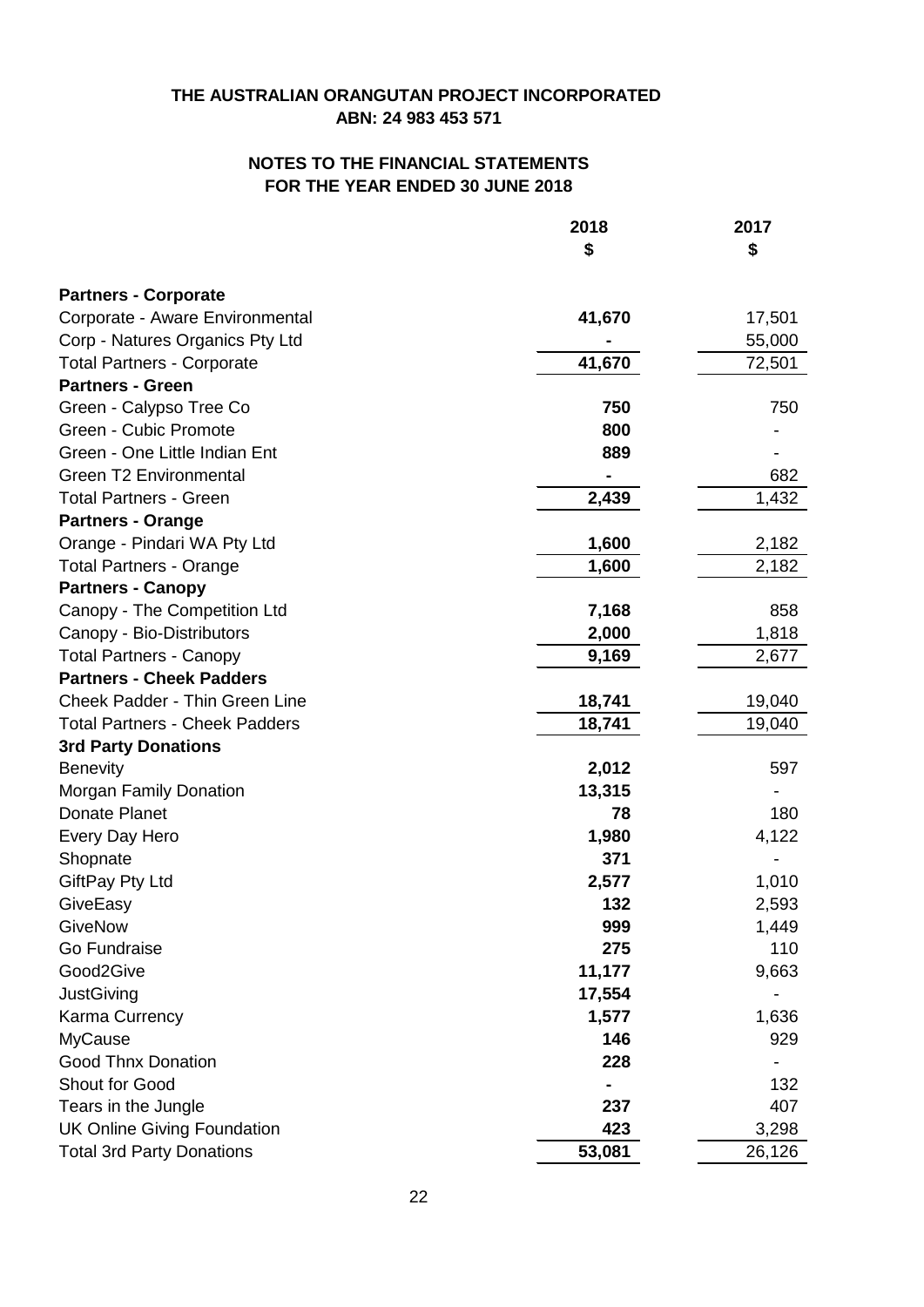**THE AUSTRALIAN ORANGUTAN PROJECT INCORPORATED**
**ABN: 24 983 453 571**

**NOTES TO THE FINANCIAL STATEMENTS**
**FOR THE YEAR ENDED 30 JUNE 2018**

| | 2018 $ | 2017 $ |
|---|---|---|
| **Partners - Corporate** | | |
| Corporate - Aware Environmental | **41,670** | 17,501 |
| Corp - Natures Organics Pty Ltd | **-** | 55,000 |
| Total Partners - Corporate | **41,670** | 72,501 |
| **Partners - Green** | | |
| Green - Calypso Tree Co | **750** | 750 |
| Green - Cubic Promote | **800** | - |
| Green - One Little Indian Ent | **889** | - |
| Green T2 Environmental | **-** | 682 |
| Total Partners - Green | **2,439** | 1,432 |
| **Partners - Orange** | | |
| Orange - Pindari WA Pty Ltd | **1,600** | 2,182 |
| Total Partners - Orange | **1,600** | 2,182 |
| **Partners - Canopy** | | |
| Canopy - The Competition Ltd | **7,168** | 858 |
| Canopy - Bio-Distributors | **2,000** | 1,818 |
| Total Partners - Canopy | **9,169** | 2,677 |
| **Partners - Cheek Padders** | | |
| Cheek Padder - Thin Green Line | **18,741** | 19,040 |
| Total Partners - Cheek Padders | **18,741** | 19,040 |
| **3rd Party Donations** | | |
| Benevity | **2,012** | 597 |
| Morgan Family Donation | **13,315** | - |
| Donate Planet | **78** | 180 |
| Every Day Hero | **1,980** | 4,122 |
| Shopnate | **371** | - |
| GiftPay Pty Ltd | **2,577** | 1,010 |
| GiveEasy | **132** | 2,593 |
| GiveNow | **999** | 1,449 |
| Go Fundraise | **275** | 110 |
| Good2Give | **11,177** | 9,663 |
| JustGiving | **17,554** | - |
| Karma Currency | **1,577** | 1,636 |
| MyCause | **146** | 929 |
| Good Thnx Donation | **228** | - |
| Shout for Good | **-** | 132 |
| Tears in the Jungle | **237** | 407 |
| UK Online Giving Foundation | **423** | 3,298 |
| Total 3rd Party Donations | **53,081** | 26,126 |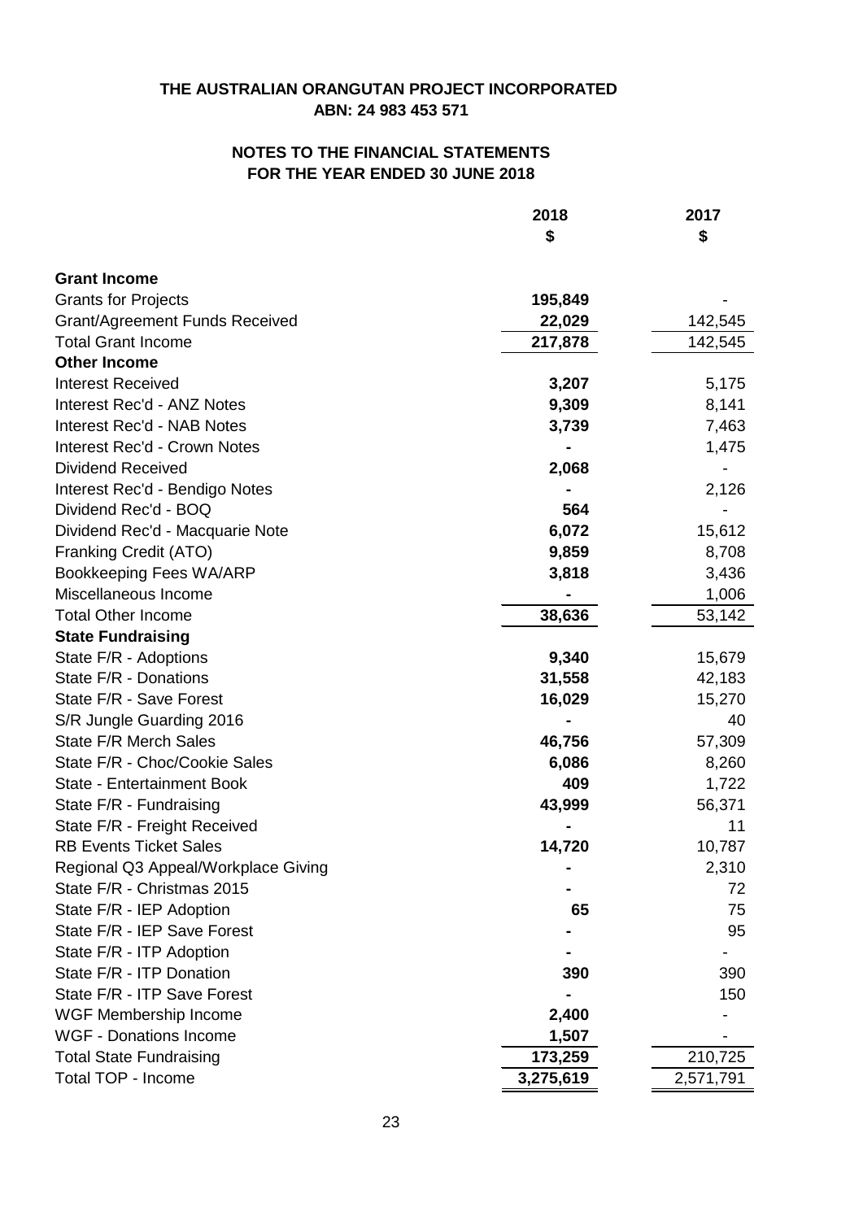**THE AUSTRALIAN ORANGUTAN PROJECT INCORPORATED**
**ABN: 24 983 453 571**

**NOTES TO THE FINANCIAL STATEMENTS**
**FOR THE YEAR ENDED 30 JUNE 2018**

| | 2018 $ | 2017 $ |
|---|---|---|
| **Grant Income** | | |
| Grants for Projects | **195,849** | - |
| Grant/Agreement Funds Received | **22,029** | 142,545 |
| Total Grant Income | **217,878** | 142,545 |
| **Other Income** | | |
| Interest Received | **3,207** | 5,175 |
| Interest Rec'd - ANZ Notes | **9,309** | 8,141 |
| Interest Rec'd - NAB Notes | **3,739** | 7,463 |
| Interest Rec'd - Crown Notes | **-** | 1,475 |
| Dividend Received | **2,068** | - |
| Interest Rec'd - Bendigo Notes | **-** | 2,126 |
| Dividend Rec'd - BOQ | **564** | - |
| Dividend Rec'd - Macquarie Note | **6,072** | 15,612 |
| Franking Credit (ATO) | **9,859** | 8,708 |
| Bookkeeping Fees WA/ARP | **3,818** | 3,436 |
| Miscellaneous Income | **-** | 1,006 |
| Total Other Income | **38,636** | 53,142 |
| **State Fundraising** | | |
| State F/R - Adoptions | **9,340** | 15,679 |
| State F/R - Donations | **31,558** | 42,183 |
| State F/R - Save Forest | **16,029** | 15,270 |
| S/R Jungle Guarding 2016 | **-** | 40 |
| State F/R Merch Sales | **46,756** | 57,309 |
| State F/R - Choc/Cookie Sales | **6,086** | 8,260 |
| State - Entertainment Book | **409** | 1,722 |
| State F/R - Fundraising | **43,999** | 56,371 |
| State F/R - Freight Received | **-** | 11 |
| RB Events Ticket Sales | **14,720** | 10,787 |
| Regional Q3 Appeal/Workplace Giving | **-** | 2,310 |
| State F/R - Christmas 2015 | **-** | 72 |
| State F/R - IEP Adoption | **65** | 75 |
| State F/R - IEP Save Forest | **-** | 95 |
| State F/R - ITP Adoption | **-** | - |
| State F/R - ITP Donation | **390** | 390 |
| State F/R - ITP Save Forest | **-** | 150 |
| WGF Membership Income | **2,400** | - |
| WGF - Donations Income | **1,507** | - |
| Total State Fundraising | **173,259** | 210,725 |
| Total TOP - Income | **3,275,619** | 2,571,791 |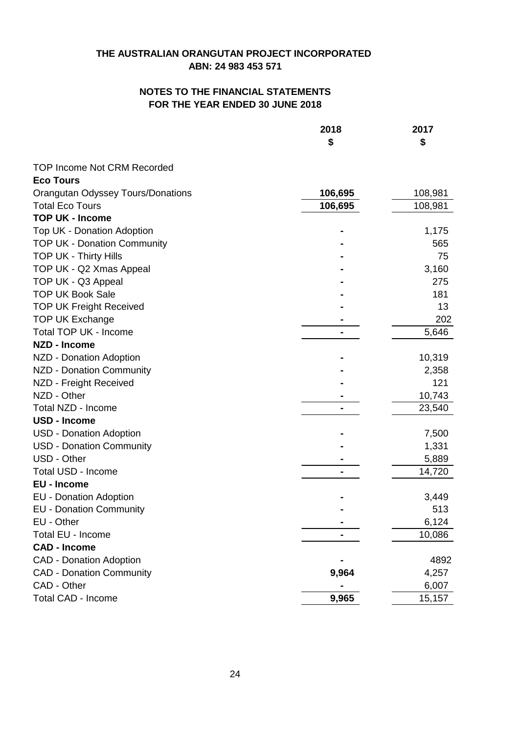**THE AUSTRALIAN ORANGUTAN PROJECT INCORPORATED**
**ABN: 24 983 453 571**

**NOTES TO THE FINANCIAL STATEMENTS**
**FOR THE YEAR ENDED 30 JUNE 2018**

| | 2018<br>$ | 2017<br>$ |
|---|---|---|
| TOP Income Not CRM Recorded | | |
| **Eco Tours** | | |
| Orangutan Odyssey Tours/Donations | **106,695** | 108,981 |
| Total Eco Tours | **106,695** | 108,981 |
| **TOP UK - Income** | | |
| Top UK - Donation Adoption | **-** | 1,175 |
| TOP UK - Donation Community | **-** | 565 |
| TOP UK - Thirty Hills | **-** | 75 |
| TOP UK - Q2 Xmas Appeal | **-** | 3,160 |
| TOP UK - Q3 Appeal | **-** | 275 |
| TOP UK Book Sale | **-** | 181 |
| TOP UK Freight Received | **-** | 13 |
| TOP UK Exchange | **-** | 202 |
| Total TOP UK - Income | **-** | 5,646 |
| **NZD - Income** | | |
| NZD - Donation Adoption | **-** | 10,319 |
| NZD - Donation Community | **-** | 2,358 |
| NZD - Freight Received | **-** | 121 |
| NZD - Other | **-** | 10,743 |
| Total NZD - Income | **-** | 23,540 |
| **USD - Income** | | |
| USD - Donation Adoption | **-** | 7,500 |
| USD - Donation Community | **-** | 1,331 |
| USD - Other | **-** | 5,889 |
| Total USD - Income | **-** | 14,720 |
| **EU - Income** | | |
| EU - Donation Adoption | **-** | 3,449 |
| EU - Donation Community | **-** | 513 |
| EU - Other | **-** | 6,124 |
| Total EU - Income | **-** | 10,086 |
| **CAD - Income** | | |
| CAD - Donation Adoption | **-** | 4892 |
| CAD - Donation Community | **9,964** | 4,257 |
| CAD - Other | **-** | 6,007 |
| Total CAD - Income | **9,965** | 15,157 |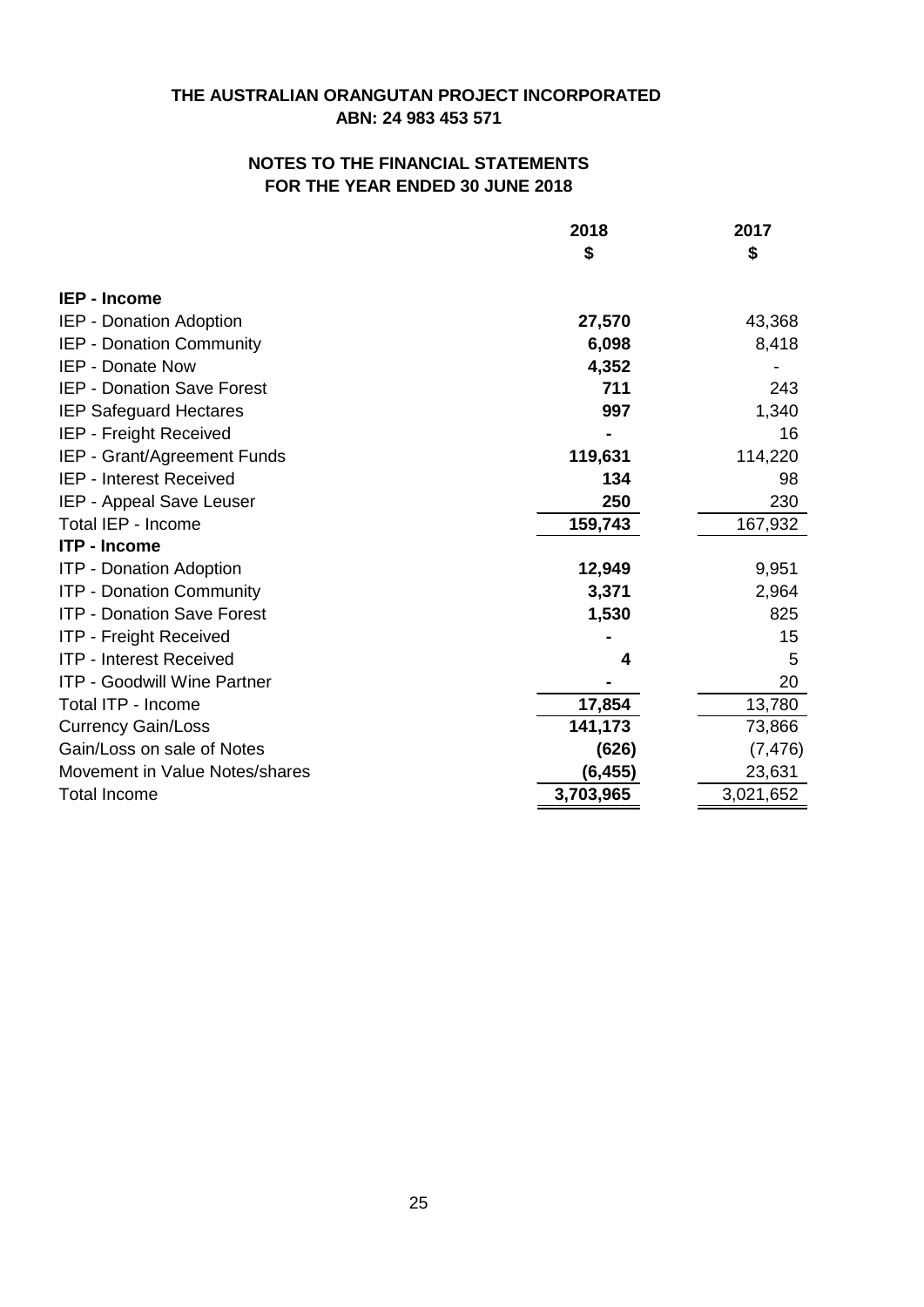**THE AUSTRALIAN ORANGUTAN PROJECT INCORPORATED**
**ABN: 24 983 453 571**

**NOTES TO THE FINANCIAL STATEMENTS**
**FOR THE YEAR ENDED 30 JUNE 2018**

| | 2018<br>$ | 2017<br>$ |
|---|---|---|
| **IEP - Income** | | |
| IEP - Donation Adoption | **27,570** | 43,368 |
| IEP - Donation Community | **6,098** | 8,418 |
| IEP - Donate Now | **4,352** | - |
| IEP - Donation Save Forest | **711** | 243 |
| IEP Safeguard Hectares | **997** | 1,340 |
| IEP - Freight Received | **-** | 16 |
| IEP - Grant/Agreement Funds | **119,631** | 114,220 |
| IEP - Interest Received | **134** | 98 |
| IEP - Appeal Save Leuser | **250** | 230 |
| Total IEP - Income | **159,743** | 167,932 |
| **ITP - Income** | | |
| ITP - Donation Adoption | **12,949** | 9,951 |
| ITP - Donation Community | **3,371** | 2,964 |
| ITP - Donation Save Forest | **1,530** | 825 |
| ITP - Freight Received | **-** | 15 |
| ITP - Interest Received | **4** | 5 |
| ITP - Goodwill Wine Partner | **-** | 20 |
| Total ITP - Income | **17,854** | 13,780 |
| Currency Gain/Loss | **141,173** | 73,866 |
| Gain/Loss on sale of Notes | **(626)** | (7,476) |
| Movement in Value Notes/shares | **(6,455)** | 23,631 |
| Total Income | **3,703,965** | 3,021,652 |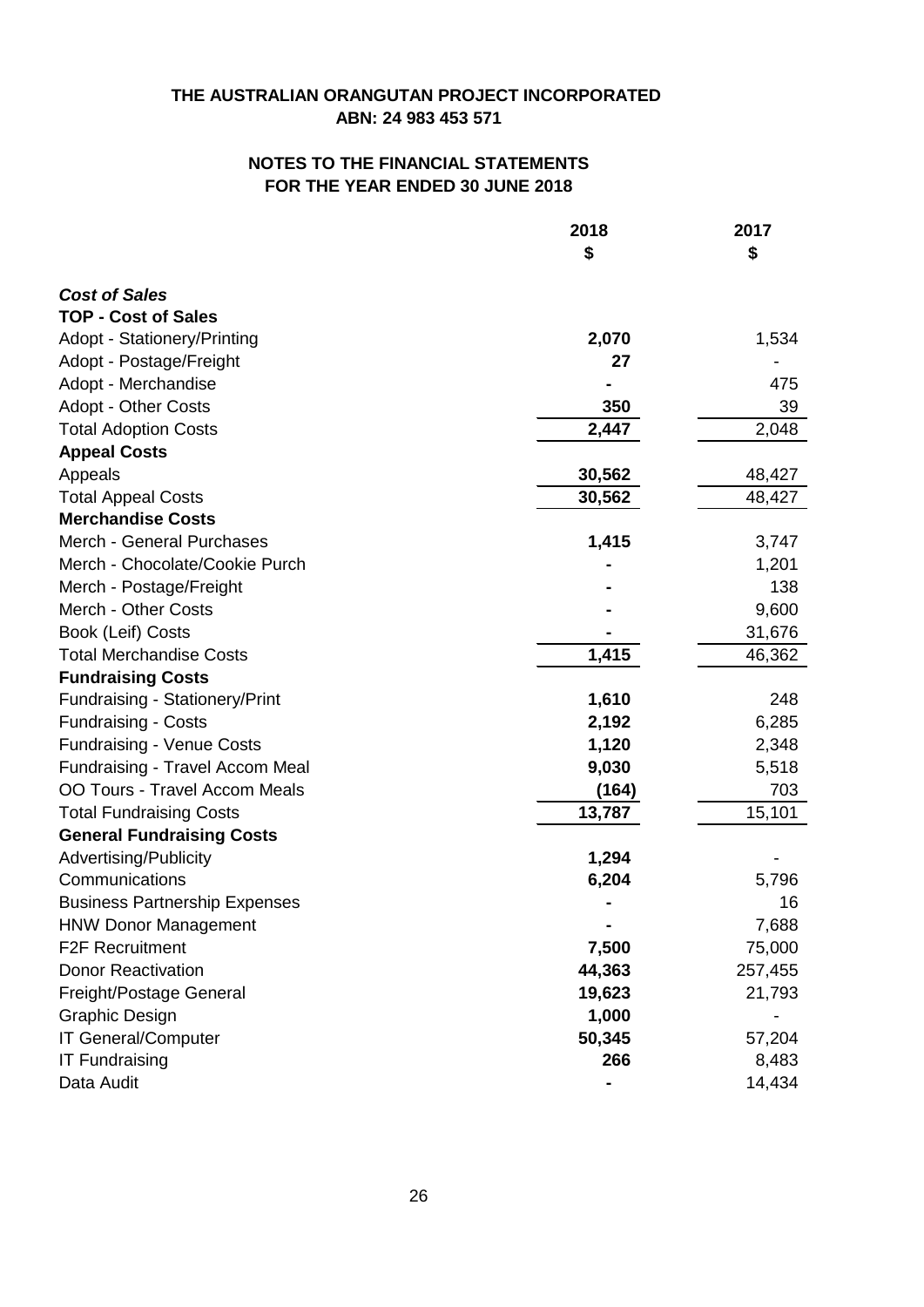# THE AUSTRALIAN ORANGUTAN PROJECT INCORPORATED
## ABN: 24 983 453 571

## NOTES TO THE FINANCIAL STATEMENTS
## FOR THE YEAR ENDED 30 JUNE 2018

| | 2018<br>$ | 2017<br>$ |
|---|---|---|
| ***Cost of Sales*** | | |
| **TOP - Cost of Sales** | | |
| Adopt - Stationery/Printing | **2,070** | 1,534 |
| Adopt - Postage/Freight | **27** | - |
| Adopt - Merchandise | **-** | 475 |
| Adopt - Other Costs | **350** | 39 |
| Total Adoption Costs | **2,447** | 2,048 |
| **Appeal Costs** | | |
| Appeals | **30,562** | 48,427 |
| Total Appeal Costs | **30,562** | 48,427 |
| **Merchandise Costs** | | |
| Merch - General Purchases | **1,415** | 3,747 |
| Merch - Chocolate/Cookie Purch | **-** | 1,201 |
| Merch - Postage/Freight | **-** | 138 |
| Merch - Other Costs | **-** | 9,600 |
| Book (Leif) Costs | **-** | 31,676 |
| Total Merchandise Costs | **1,415** | 46,362 |
| **Fundraising Costs** | | |
| Fundraising - Stationery/Print | **1,610** | 248 |
| Fundraising - Costs | **2,192** | 6,285 |
| Fundraising - Venue Costs | **1,120** | 2,348 |
| Fundraising - Travel Accom Meal | **9,030** | 5,518 |
| OO Tours - Travel Accom Meals | **(164)** | 703 |
| Total Fundraising Costs | **13,787** | 15,101 |
| **General Fundraising Costs** | | |
| Advertising/Publicity | **1,294** | - |
| Communications | **6,204** | 5,796 |
| Business Partnership Expenses | **-** | 16 |
| HNW Donor Management | **-** | 7,688 |
| F2F Recruitment | **7,500** | 75,000 |
| Donor Reactivation | **44,363** | 257,455 |
| Freight/Postage General | **19,623** | 21,793 |
| Graphic Design | **1,000** | - |
| IT General/Computer | **50,345** | 57,204 |
| IT Fundraising | **266** | 8,483 |
| Data Audit | **-** | 14,434 |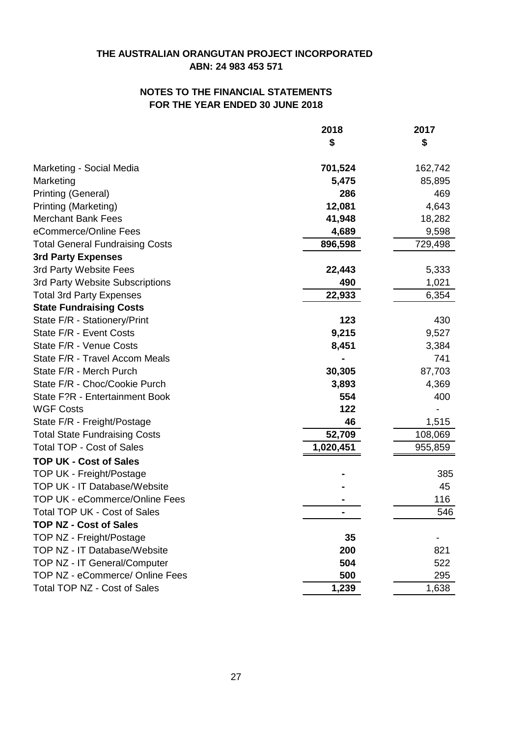**THE AUSTRALIAN ORANGUTAN PROJECT INCORPORATED**
**ABN: 24 983 453 571**

**NOTES TO THE FINANCIAL STATEMENTS**
**FOR THE YEAR ENDED 30 JUNE 2018**

| | 2018 $ | 2017 $ |
|---|---|---|
| Marketing - Social Media | **701,524** | 162,742 |
| Marketing | **5,475** | 85,895 |
| Printing (General) | **286** | 469 |
| Printing (Marketing) | **12,081** | 4,643 |
| Merchant Bank Fees | **41,948** | 18,282 |
| eCommerce/Online Fees | **4,689** | 9,598 |
| Total General Fundraising Costs | **896,598** | 729,498 |
| **3rd Party Expenses** | | |
| 3rd Party Website Fees | **22,443** | 5,333 |
| 3rd Party Website Subscriptions | **490** | 1,021 |
| Total 3rd Party Expenses | **22,933** | 6,354 |
| **State Fundraising Costs** | | |
| State F/R - Stationery/Print | **123** | 430 |
| State F/R - Event Costs | **9,215** | 9,527 |
| State F/R - Venue Costs | **8,451** | 3,384 |
| State F/R - Travel Accom Meals | **-** | 741 |
| State F/R - Merch Purch | **30,305** | 87,703 |
| State F/R - Choc/Cookie Purch | **3,893** | 4,369 |
| State F?R - Entertainment Book | **554** | 400 |
| WGF Costs | **122** | - |
| State F/R - Freight/Postage | **46** | 1,515 |
| Total State Fundraising Costs | **52,709** | 108,069 |
| Total TOP - Cost of Sales | **1,020,451** | 955,859 |
| **TOP UK - Cost of Sales** | | |
| TOP UK - Freight/Postage | **-** | 385 |
| TOP UK - IT Database/Website | **-** | 45 |
| TOP UK - eCommerce/Online Fees | **-** | 116 |
| Total TOP UK - Cost of Sales | **-** | 546 |
| **TOP NZ - Cost of Sales** | | |
| TOP NZ - Freight/Postage | **35** | - |
| TOP NZ - IT Database/Website | **200** | 821 |
| TOP NZ - IT General/Computer | **504** | 522 |
| TOP NZ - eCommerce/ Online Fees | **500** | 295 |
| Total TOP NZ - Cost of Sales | **1,239** | 1,638 |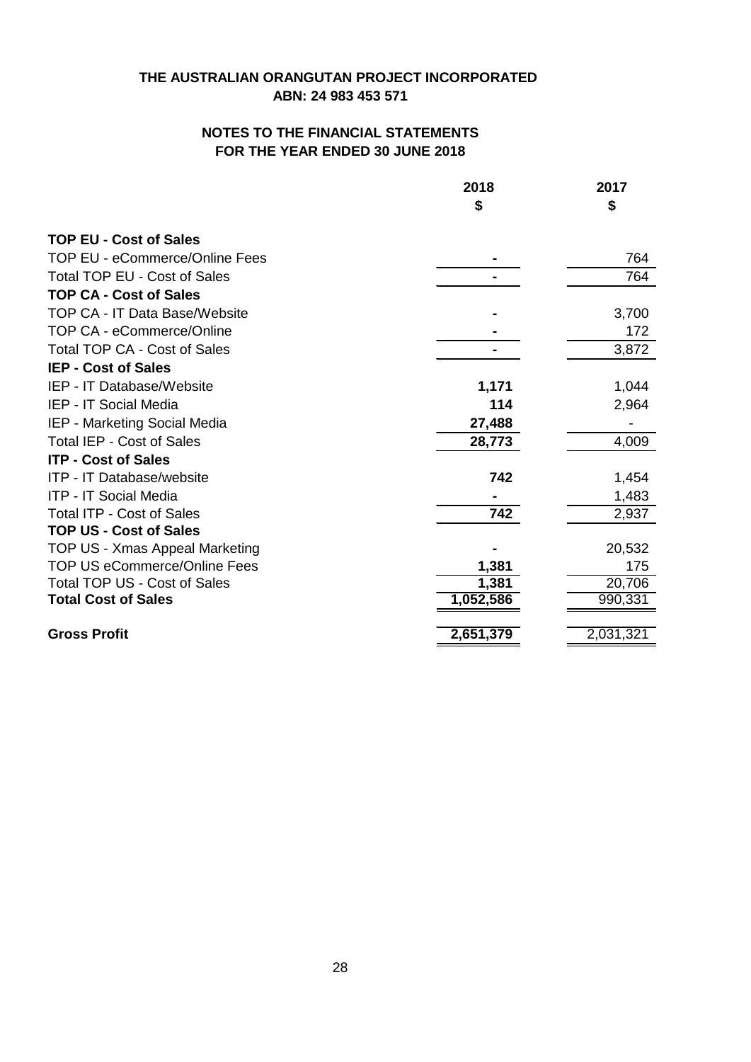**THE AUSTRALIAN ORANGUTAN PROJECT INCORPORATED**
**ABN: 24 983 453 571**

**NOTES TO THE FINANCIAL STATEMENTS**
**FOR THE YEAR ENDED 30 JUNE 2018**

| | 2018 | 2017 |
|---|---|---|
| | $ | $ |
| **TOP EU - Cost of Sales** | | |
| TOP EU - eCommerce/Online Fees | - | 764 |
| Total TOP EU - Cost of Sales | - | 764 |
| **TOP CA - Cost of Sales** | | |
| TOP CA - IT Data Base/Website | - | 3,700 |
| TOP CA - eCommerce/Online | - | 172 |
| Total TOP CA - Cost of Sales | - | 3,872 |
| **IEP - Cost of Sales** | | |
| IEP - IT Database/Website | 1,171 | 1,044 |
| IEP - IT Social Media | 114 | 2,964 |
| IEP - Marketing Social Media | 27,488 | - |
| Total IEP - Cost of Sales | 28,773 | 4,009 |
| **ITP - Cost of Sales** | | |
| ITP - IT Database/website | 742 | 1,454 |
| ITP - IT Social Media | - | 1,483 |
| Total ITP - Cost of Sales | 742 | 2,937 |
| **TOP US - Cost of Sales** | | |
| TOP US - Xmas Appeal Marketing | - | 20,532 |
| TOP US eCommerce/Online Fees | 1,381 | 175 |
| Total TOP US - Cost of Sales | 1,381 | 20,706 |
| **Total Cost of Sales** | 1,052,586 | 990,331 |
| | | |
| **Gross Profit** | 2,651,379 | 2,031,321 |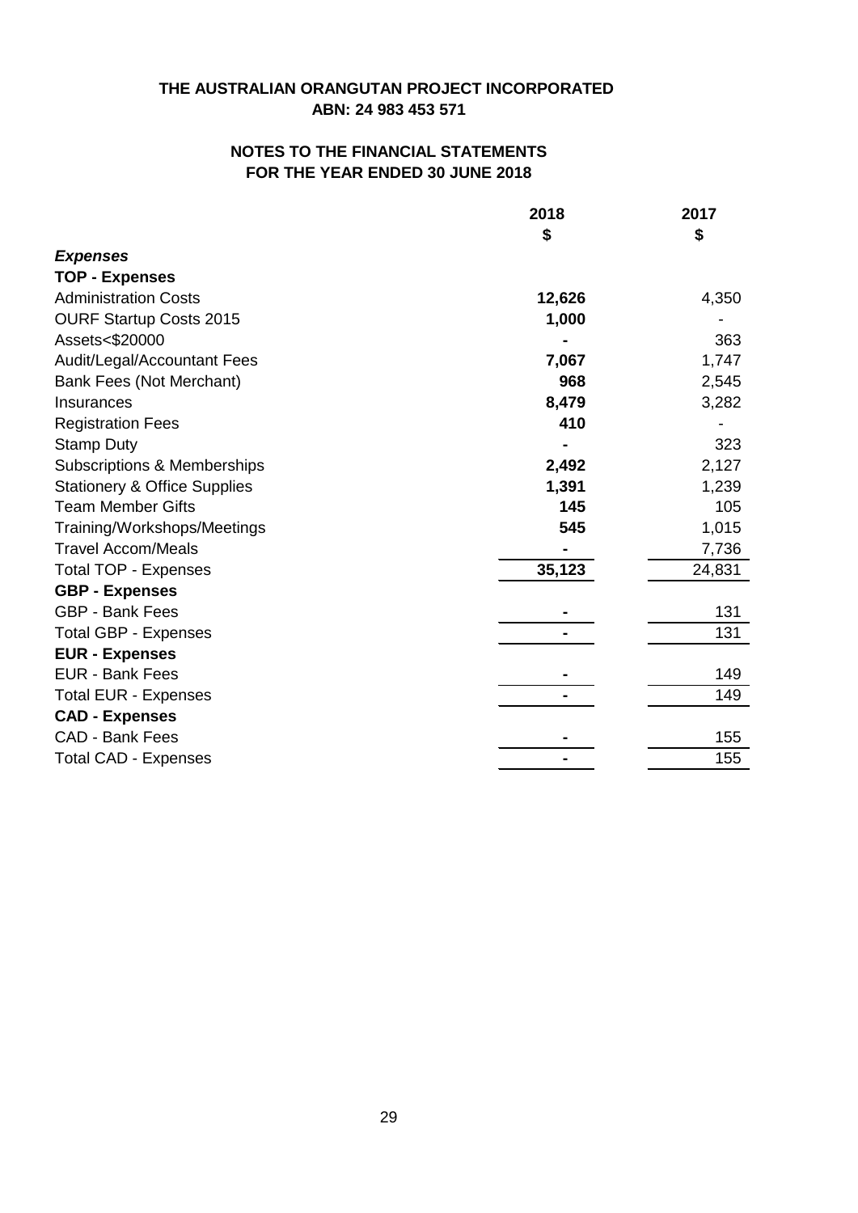# THE AUSTRALIAN ORANGUTAN PROJECT INCORPORATED
## ABN: 24 983 453 571

## NOTES TO THE FINANCIAL STATEMENTS
## FOR THE YEAR ENDED 30 JUNE 2018

| | 2018 | 2017 |
|---|---|---|
| | $ | $ |
| ***Expenses*** | | |
| **TOP - Expenses** | | |
| Administration Costs | **12,626** | 4,350 |
| OURF Startup Costs 2015 | **1,000** | - |
| Assets<$20000 | **-** | 363 |
| Audit/Legal/Accountant Fees | **7,067** | 1,747 |
| Bank Fees (Not Merchant) | **968** | 2,545 |
| Insurances | **8,479** | 3,282 |
| Registration Fees | **410** | - |
| Stamp Duty | **-** | 323 |
| Subscriptions & Memberships | **2,492** | 2,127 |
| Stationery & Office Supplies | **1,391** | 1,239 |
| Team Member Gifts | **145** | 105 |
| Training/Workshops/Meetings | **545** | 1,015 |
| Travel Accom/Meals | **-** | 7,736 |
| Total TOP - Expenses | **35,123** | 24,831 |
| **GBP - Expenses** | | |
| GBP - Bank Fees | **-** | 131 |
| Total GBP - Expenses | **-** | 131 |
| **EUR - Expenses** | | |
| EUR - Bank Fees | **-** | 149 |
| Total EUR - Expenses | **-** | 149 |
| **CAD - Expenses** | | |
| CAD - Bank Fees | **-** | 155 |
| Total CAD - Expenses | **-** | 155 |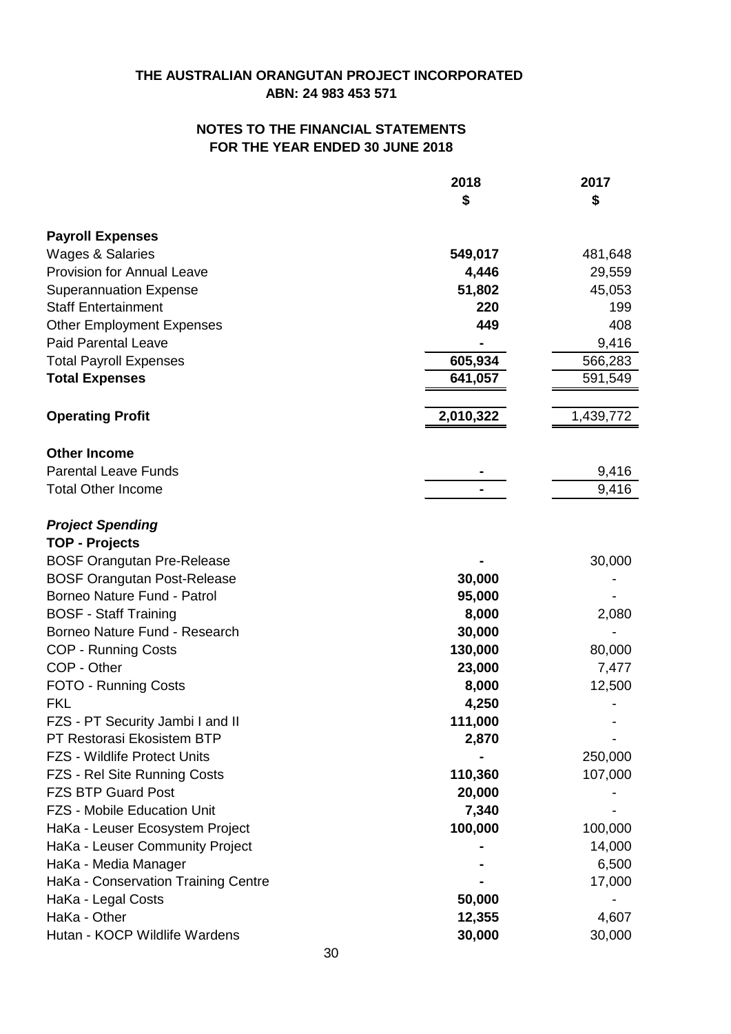**THE AUSTRALIAN ORANGUTAN PROJECT INCORPORATED**
**ABN: 24 983 453 571**

## NOTES TO THE FINANCIAL STATEMENTS
## FOR THE YEAR ENDED 30 JUNE 2018

| | 2018 $ | 2017 $ |
|---|---|---|
| **Payroll Expenses** | | |
| Wages & Salaries | **549,017** | 481,648 |
| Provision for Annual Leave | **4,446** | 29,559 |
| Superannuation Expense | **51,802** | 45,053 |
| Staff Entertainment | **220** | 199 |
| Other Employment Expenses | **449** | 408 |
| Paid Parental Leave | **-** | 9,416 |
| Total Payroll Expenses | **605,934** | 566,283 |
| **Total Expenses** | **641,057** | 591,549 |
| **Operating Profit** | **2,010,322** | 1,439,772 |
| **Other Income** | | |
| Parental Leave Funds | **-** | 9,416 |
| Total Other Income | **-** | 9,416 |
| ***Project Spending*** | | |
| **TOP - Projects** | | |
| BOSF Orangutan Pre-Release | **-** | 30,000 |
| BOSF Orangutan Post-Release | **30,000** | - |
| Borneo Nature Fund - Patrol | **95,000** | - |
| BOSF - Staff Training | **8,000** | 2,080 |
| Borneo Nature Fund - Research | **30,000** | - |
| COP - Running Costs | **130,000** | 80,000 |
| COP - Other | **23,000** | 7,477 |
| FOTO - Running Costs | **8,000** | 12,500 |
| FKL | **4,250** | - |
| FZS - PT Security Jambi I and II | **111,000** | - |
| PT Restorasi Ekosistem BTP | **2,870** | - |
| FZS - Wildlife Protect Units | **-** | 250,000 |
| FZS - Rel Site Running Costs | **110,360** | 107,000 |
| FZS BTP Guard Post | **20,000** | - |
| FZS - Mobile Education Unit | **7,340** | - |
| HaKa - Leuser Ecosystem Project | **100,000** | 100,000 |
| HaKa - Leuser Community Project | **-** | 14,000 |
| HaKa - Media Manager | **-** | 6,500 |
| HaKa - Conservation Training Centre | **-** | 17,000 |
| HaKa - Legal Costs | **50,000** | - |
| HaKa - Other | **12,355** | 4,607 |
| Hutan - KOCP Wildlife Wardens | **30,000** | 30,000 |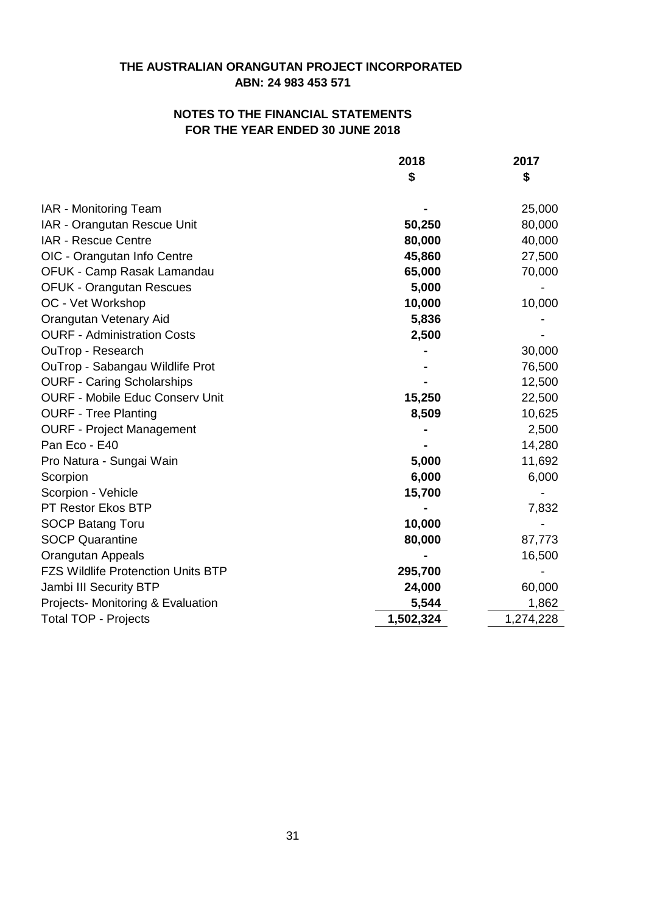**THE AUSTRALIAN ORANGUTAN PROJECT INCORPORATED**
**ABN: 24 983 453 571**

**NOTES TO THE FINANCIAL STATEMENTS**
**FOR THE YEAR ENDED 30 JUNE 2018**

| | 2018<br>$ | 2017<br>$ |
|---|---|---|
| IAR - Monitoring Team | **-** | 25,000 |
| IAR - Orangutan Rescue Unit | **50,250** | 80,000 |
| IAR - Rescue Centre | **80,000** | 40,000 |
| OIC - Orangutan Info Centre | **45,860** | 27,500 |
| OFUK - Camp Rasak Lamandau | **65,000** | 70,000 |
| OFUK - Orangutan Rescues | **5,000** | - |
| OC - Vet Workshop | **10,000** | 10,000 |
| Orangutan Vetenary Aid | **5,836** | - |
| OURF - Administration Costs | **2,500** | - |
| OuTrop - Research | **-** | 30,000 |
| OuTrop - Sabangau Wildlife Prot | **-** | 76,500 |
| OURF - Caring Scholarships | **-** | 12,500 |
| OURF - Mobile Educ Conserv Unit | **15,250** | 22,500 |
| OURF - Tree Planting | **8,509** | 10,625 |
| OURF - Project Management | **-** | 2,500 |
| Pan Eco - E40 | **-** | 14,280 |
| Pro Natura - Sungai Wain | **5,000** | 11,692 |
| Scorpion | **6,000** | 6,000 |
| Scorpion - Vehicle | **15,700** | - |
| PT Restor Ekos BTP | **-** | 7,832 |
| SOCP Batang Toru | **10,000** | - |
| SOCP Quarantine | **80,000** | 87,773 |
| Orangutan Appeals | **-** | 16,500 |
| FZS Wildlife Protenction Units BTP | **295,700** | - |
| Jambi III Security BTP | **24,000** | 60,000 |
| Projects- Monitoring & Evaluation | **5,544** | 1,862 |
| Total TOP - Projects | **1,502,324** | 1,274,228 |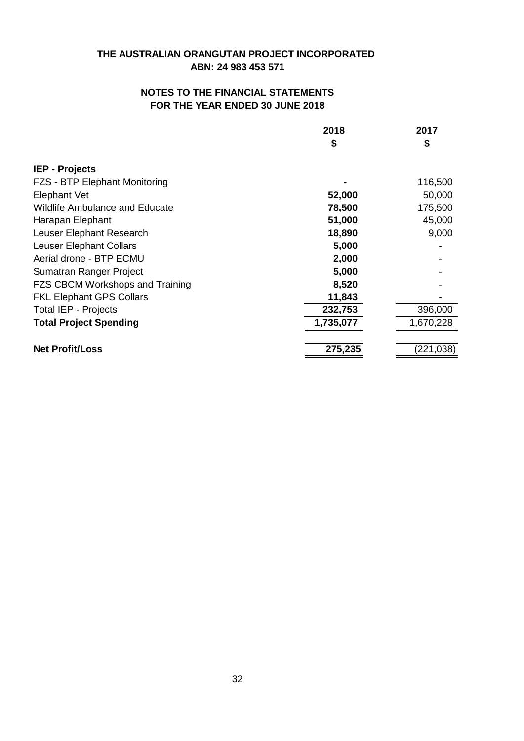**THE AUSTRALIAN ORANGUTAN PROJECT INCORPORATED**
**ABN: 24 983 453 571**

**NOTES TO THE FINANCIAL STATEMENTS**
**FOR THE YEAR ENDED 30 JUNE 2018**

| | 2018 $ | 2017 $ |
|---|---|---|
| **IEP - Projects** | | |
| FZS - BTP Elephant Monitoring | **-** | 116,500 |
| Elephant Vet | **52,000** | 50,000 |
| Wildlife Ambulance and Educate | **78,500** | 175,500 |
| Harapan Elephant | **51,000** | 45,000 |
| Leuser Elephant Research | **18,890** | 9,000 |
| Leuser Elephant Collars | **5,000** | - |
| Aerial drone - BTP ECMU | **2,000** | - |
| Sumatran Ranger Project | **5,000** | - |
| FZS CBCM Workshops and Training | **8,520** | - |
| FKL Elephant GPS Collars | **11,843** | - |
| Total IEP - Projects | **232,753** | 396,000 |
| **Total Project Spending** | **1,735,077** | 1,670,228 |
| **Net Profit/Loss** | **275,235** | (221,038) |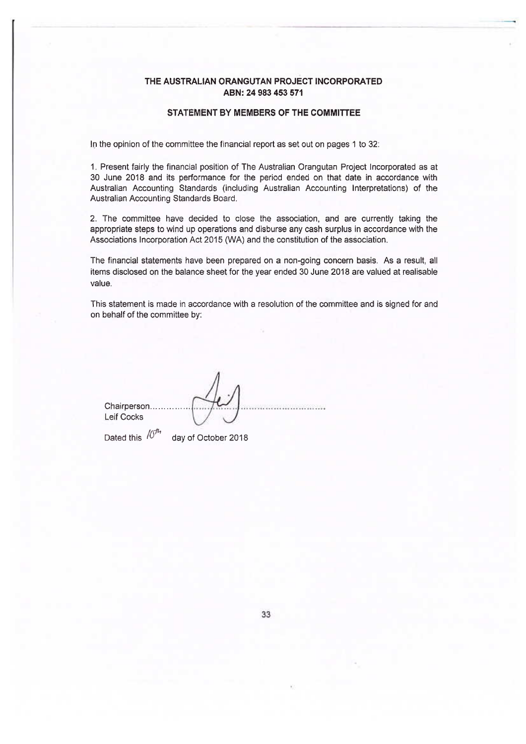**THE AUSTRALIAN ORANGUTAN PROJECT INCORPORATED**
**ABN: 24 983 453 571**

**STATEMENT BY MEMBERS OF THE COMMITTEE**

In the opinion of the committee the financial report as set out on pages 1 to 32:

1. Present fairly the financial position of The Australian Orangutan Project Incorporated as at 30 June 2018 and its performance for the period ended on that date in accordance with Australian Accounting Standards (including Australian Accounting Interpretations) of the Australian Accounting Standards Board.

2. The committee have decided to close the association, and are currently taking the appropriate steps to wind up operations and disburse any cash surplus in accordance with the Associations Incorporation Act 2015 (WA) and the constitution of the association.

The financial statements have been prepared on a non-going concern basis. As a result, all items disclosed on the balance sheet for the year ended 30 June 2018 are valued at realisable value.

This statement is made in accordance with a resolution of the committee and is signed for and on behalf of the committee by:

Chairperson.............................................................
Leif Cocks

Dated this 10th day of October 2018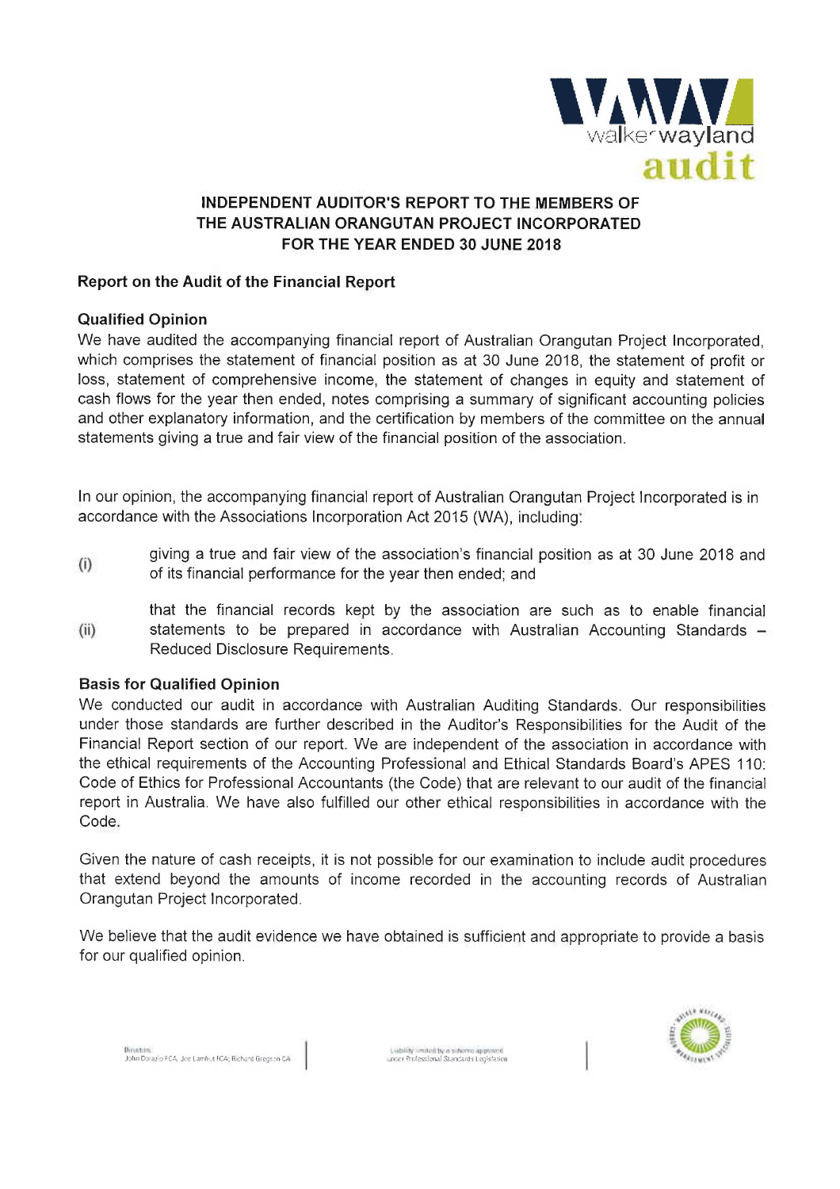# INDEPENDENT AUDITOR'S REPORT TO THE MEMBERS OF THE AUSTRALIAN ORANGUTAN PROJECT INCORPORATED FOR THE YEAR ENDED 30 JUNE 2018

## Report on the Audit of the Financial Report

### Qualified Opinion

We have audited the accompanying financial report of Australian Orangutan Project Incorporated, which comprises the statement of financial position as at 30 June 2018, the statement of profit or loss, statement of comprehensive income, the statement of changes in equity and statement of cash flows for the year then ended, notes comprising a summary of significant accounting policies and other explanatory information, and the certification by members of the committee on the annual statements giving a true and fair view of the financial position of the association.

In our opinion, the accompanying financial report of Australian Orangutan Project Incorporated is in accordance with the Associations Incorporation Act 2015 (WA), including:

(i) giving a true and fair view of the association's financial position as at 30 June 2018 and of its financial performance for the year then ended; and

(ii) that the financial records kept by the association are such as to enable financial statements to be prepared in accordance with Australian Accounting Standards – Reduced Disclosure Requirements.

### Basis for Qualified Opinion

We conducted our audit in accordance with Australian Auditing Standards. Our responsibilities under those standards are further described in the Auditor's Responsibilities for the Audit of the Financial Report section of our report. We are independent of the association in accordance with the ethical requirements of the Accounting Professional and Ethical Standards Board's APES 110: Code of Ethics for Professional Accountants (the Code) that are relevant to our audit of the financial report in Australia. We have also fulfilled our other ethical responsibilities in accordance with the Code.

Given the nature of cash receipts, it is not possible for our examination to include audit procedures that extend beyond the amounts of income recorded in the accounting records of Australian Orangutan Project Incorporated.

We believe that the audit evidence we have obtained is sufficient and appropriate to provide a basis for our qualified opinion.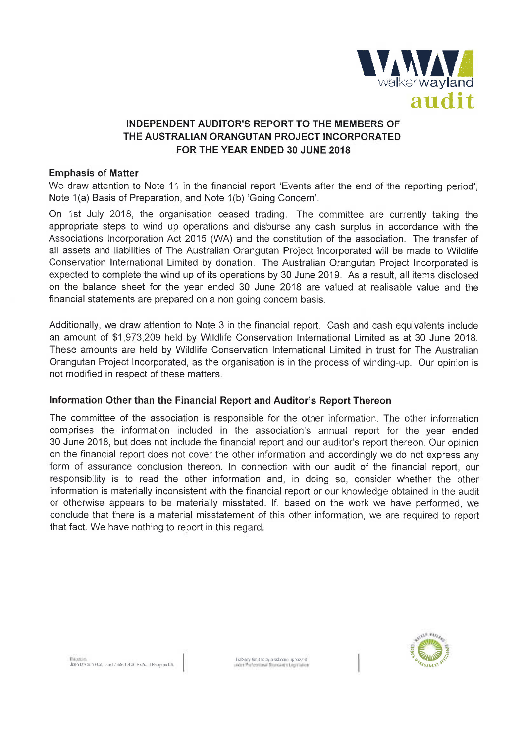# INDEPENDENT AUDITOR'S REPORT TO THE MEMBERS OF THE AUSTRALIAN ORANGUTAN PROJECT INCORPORATED FOR THE YEAR ENDED 30 JUNE 2018

### Emphasis of Matter

We draw attention to Note 11 in the financial report 'Events after the end of the reporting period', Note 1(a) Basis of Preparation, and Note 1(b) 'Going Concern'.

On 1st July 2018, the organisation ceased trading. The committee are currently taking the appropriate steps to wind up operations and disburse any cash surplus in accordance with the Associations Incorporation Act 2015 (WA) and the constitution of the association. The transfer of all assets and liabilities of The Australian Orangutan Project Incorporated will be made to Wildlife Conservation International Limited by donation. The Australian Orangutan Project Incorporated is expected to complete the wind up of its operations by 30 June 2019. As a result, all items disclosed on the balance sheet for the year ended 30 June 2018 are valued at realisable value and the financial statements are prepared on a non going concern basis.

Additionally, we draw attention to Note 3 in the financial report. Cash and cash equivalents include an amount of $1,973,209 held by Wildlife Conservation International Limited as at 30 June 2018. These amounts are held by Wildlife Conservation International Limited in trust for The Australian Orangutan Project Incorporated, as the organisation is in the process of winding-up. Our opinion is not modified in respect of these matters.

### Information Other than the Financial Report and Auditor's Report Thereon

The committee of the association is responsible for the other information. The other information comprises the information included in the association's annual report for the year ended 30 June 2018, but does not include the financial report and our auditor's report thereon. Our opinion on the financial report does not cover the other information and accordingly we do not express any form of assurance conclusion thereon. In connection with our audit of the financial report, our responsibility is to read the other information and, in doing so, consider whether the other information is materially inconsistent with the financial report or our knowledge obtained in the audit or otherwise appears to be materially misstated. If, based on the work we have performed, we conclude that there is a material misstatement of this other information, we are required to report that fact. We have nothing to report in this regard.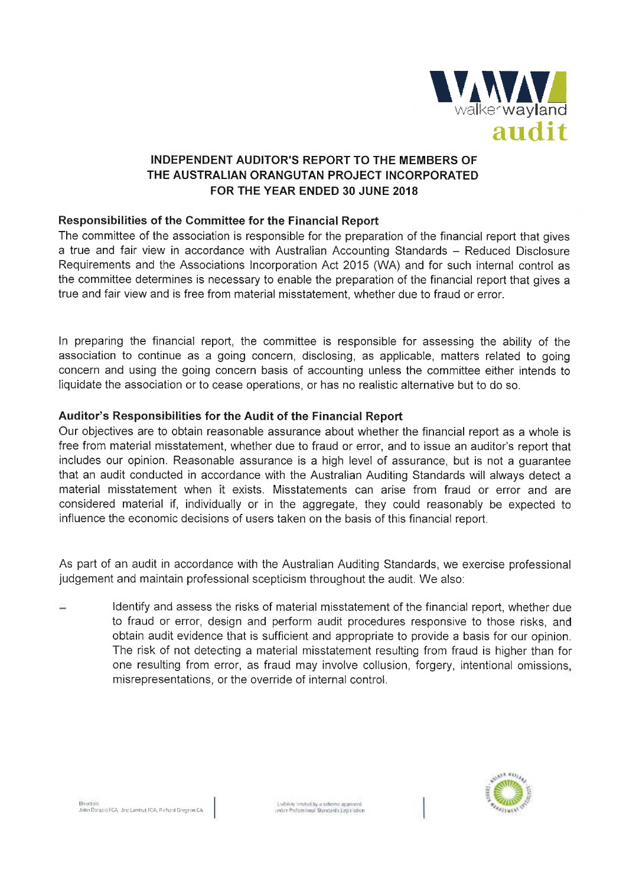# INDEPENDENT AUDITOR'S REPORT TO THE MEMBERS OF THE AUSTRALIAN ORANGUTAN PROJECT INCORPORATED FOR THE YEAR ENDED 30 JUNE 2018

**Responsibilities of the Committee for the Financial Report**

The committee of the association is responsible for the preparation of the financial report that gives a true and fair view in accordance with Australian Accounting Standards – Reduced Disclosure Requirements and the Associations Incorporation Act 2015 (WA) and for such internal control as the committee determines is necessary to enable the preparation of the financial report that gives a true and fair view and is free from material misstatement, whether due to fraud or error.

In preparing the financial report, the committee is responsible for assessing the ability of the association to continue as a going concern, disclosing, as applicable, matters related to going concern and using the going concern basis of accounting unless the committee either intends to liquidate the association or to cease operations, or has no realistic alternative but to do so.

**Auditor's Responsibilities for the Audit of the Financial Report**

Our objectives are to obtain reasonable assurance about whether the financial report as a whole is free from material misstatement, whether due to fraud or error, and to issue an auditor's report that includes our opinion. Reasonable assurance is a high level of assurance, but is not a guarantee that an audit conducted in accordance with the Australian Auditing Standards will always detect a material misstatement when it exists. Misstatements can arise from fraud or error and are considered material if, individually or in the aggregate, they could reasonably be expected to influence the economic decisions of users taken on the basis of this financial report.

As part of an audit in accordance with the Australian Auditing Standards, we exercise professional judgement and maintain professional scepticism throughout the audit. We also:

- Identify and assess the risks of material misstatement of the financial report, whether due to fraud or error, design and perform audit procedures responsive to those risks, and obtain audit evidence that is sufficient and appropriate to provide a basis for our opinion. The risk of not detecting a material misstatement resulting from fraud is higher than for one resulting from error, as fraud may involve collusion, forgery, intentional omissions, misrepresentations, or the override of internal control.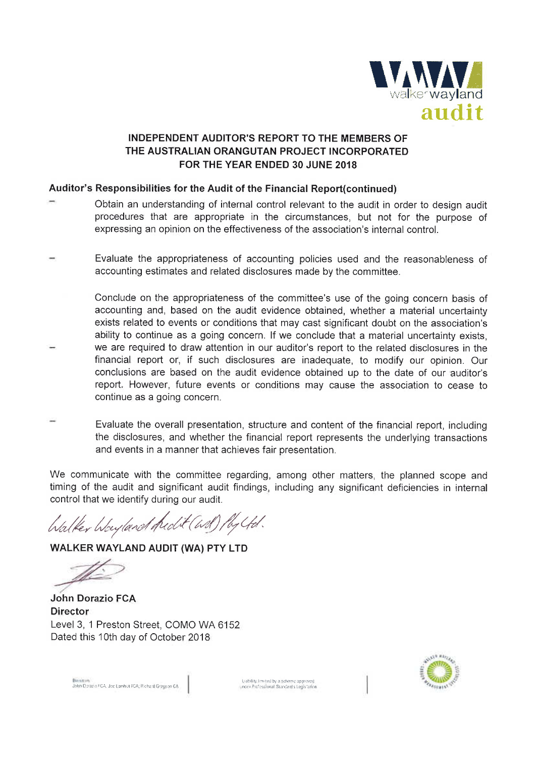# INDEPENDENT AUDITOR'S REPORT TO THE MEMBERS OF THE AUSTRALIAN ORANGUTAN PROJECT INCORPORATED FOR THE YEAR ENDED 30 JUNE 2018

**Auditor's Responsibilities for the Audit of the Financial Report(continued)**

- Obtain an understanding of internal control relevant to the audit in order to design audit procedures that are appropriate in the circumstances, but not for the purpose of expressing an opinion on the effectiveness of the association's internal control.

- Evaluate the appropriateness of accounting policies used and the reasonableness of accounting estimates and related disclosures made by the committee.

- Conclude on the appropriateness of the committee's use of the going concern basis of accounting and, based on the audit evidence obtained, whether a material uncertainty exists related to events or conditions that may cast significant doubt on the association's ability to continue as a going concern. If we conclude that a material uncertainty exists, we are required to draw attention in our auditor's report to the related disclosures in the financial report or, if such disclosures are inadequate, to modify our opinion. Our conclusions are based on the audit evidence obtained up to the date of our auditor's report. However, future events or conditions may cause the association to cease to continue as a going concern.

- Evaluate the overall presentation, structure and content of the financial report, including the disclosures, and whether the financial report represents the underlying transactions and events in a manner that achieves fair presentation.

We communicate with the committee regarding, among other matters, the planned scope and timing of the audit and significant audit findings, including any significant deficiencies in internal control that we identify during our audit.

*Walker Wayland Audit (WA) Pty Ltd.*

**WALKER WAYLAND AUDIT (WA) PTY LTD**

**John Dorazio FCA**
**Director**
Level 3, 1 Preston Street, COMO WA 6152
Dated this 10th day of October 2018